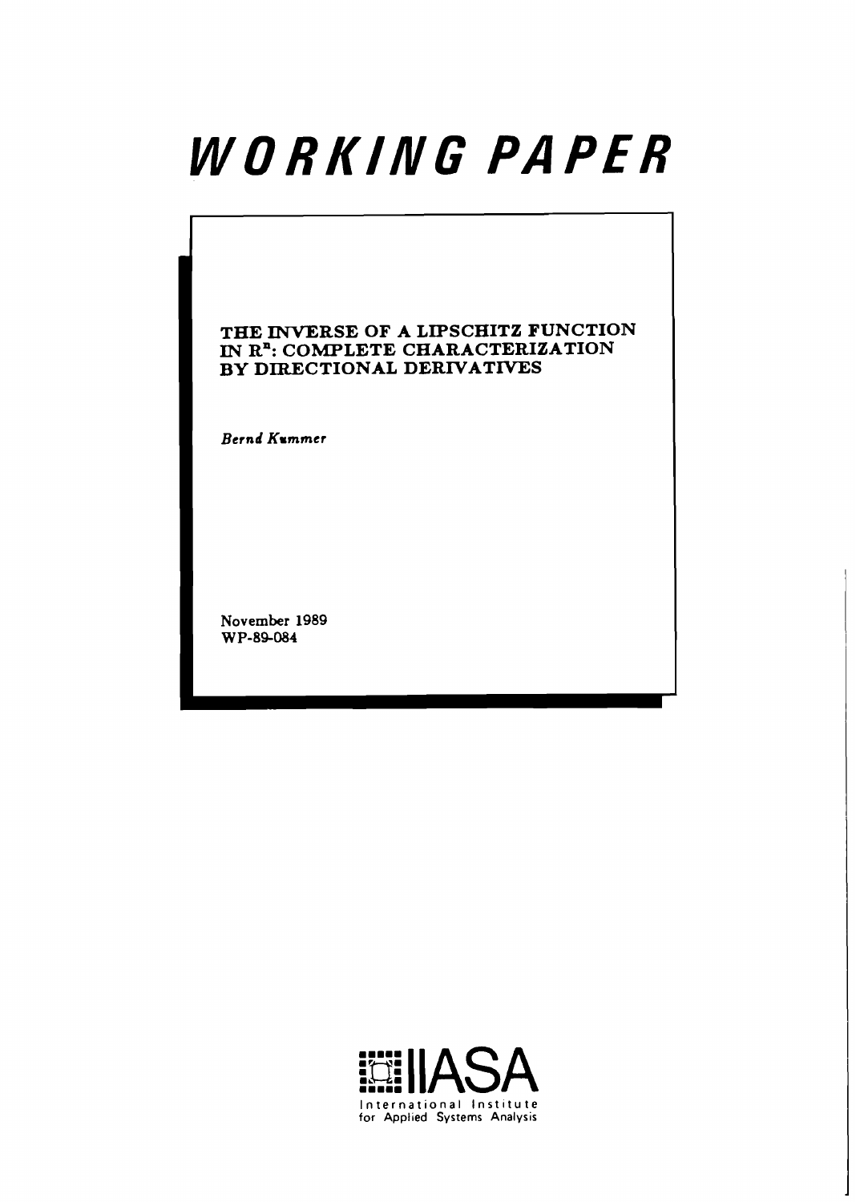# WORKING PAPER

**THE INVERSE OF A LIPSCHITZ FUNCTION IN $R^n$: COMPLETE CHARACTERIZATION BY DIRECTIONAL DERIVATIVES**

*Bernd Kummer*

November 1989
WP-89-084

IIASA
International Institute for Applied Systems Analysis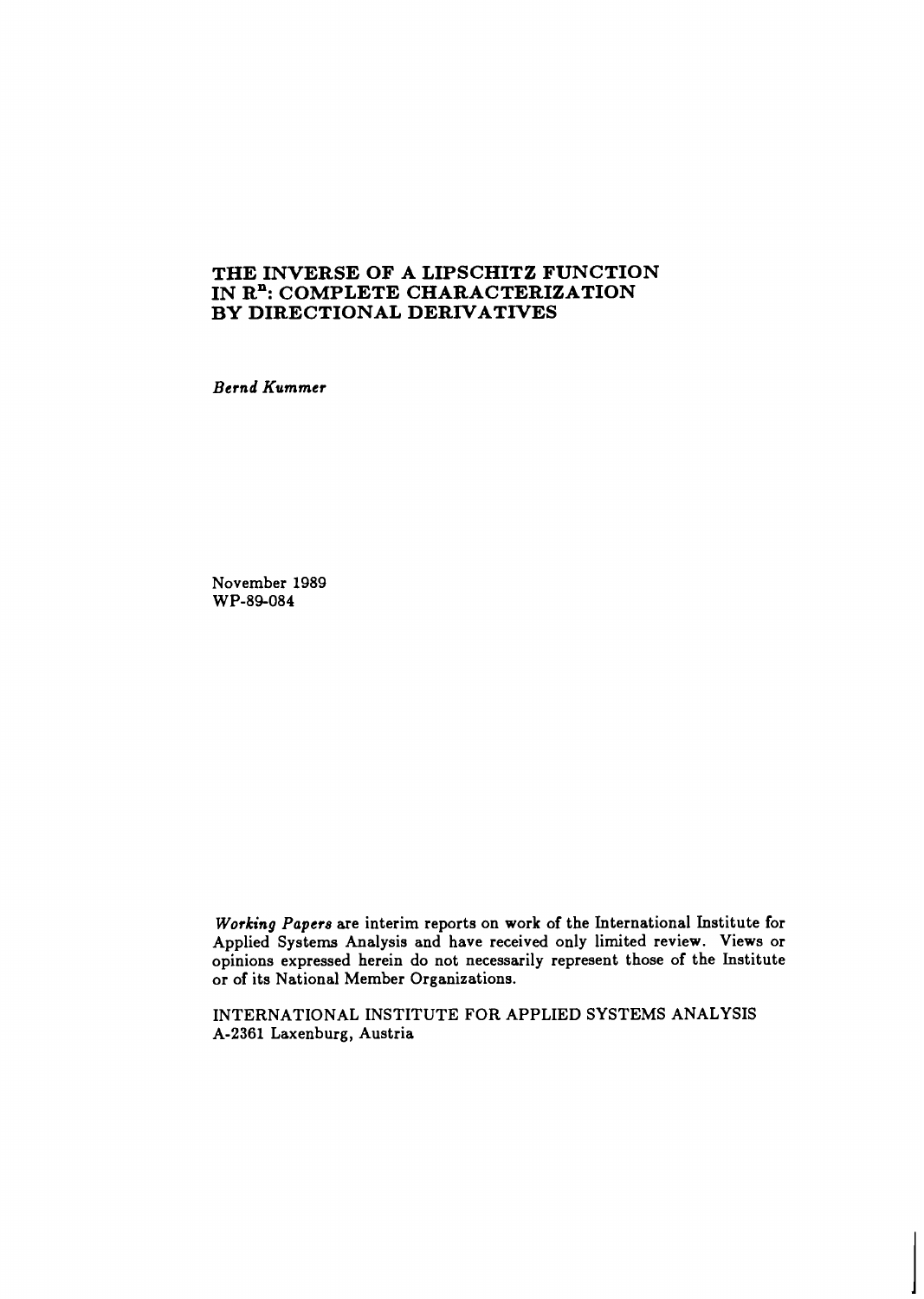# THE INVERSE OF A LIPSCHITZ FUNCTION IN $\mathbf{R}^n$: COMPLETE CHARACTERIZATION BY DIRECTIONAL DERIVATIVES

*Bernd Kummer*

November 1989
WP-89-084

*Working Papers* are interim reports on work of the International Institute for Applied Systems Analysis and have received only limited review. Views or opinions expressed herein do not necessarily represent those of the Institute or of its National Member Organizations.

INTERNATIONAL INSTITUTE FOR APPLIED SYSTEMS ANALYSIS
A-2361 Laxenburg, Austria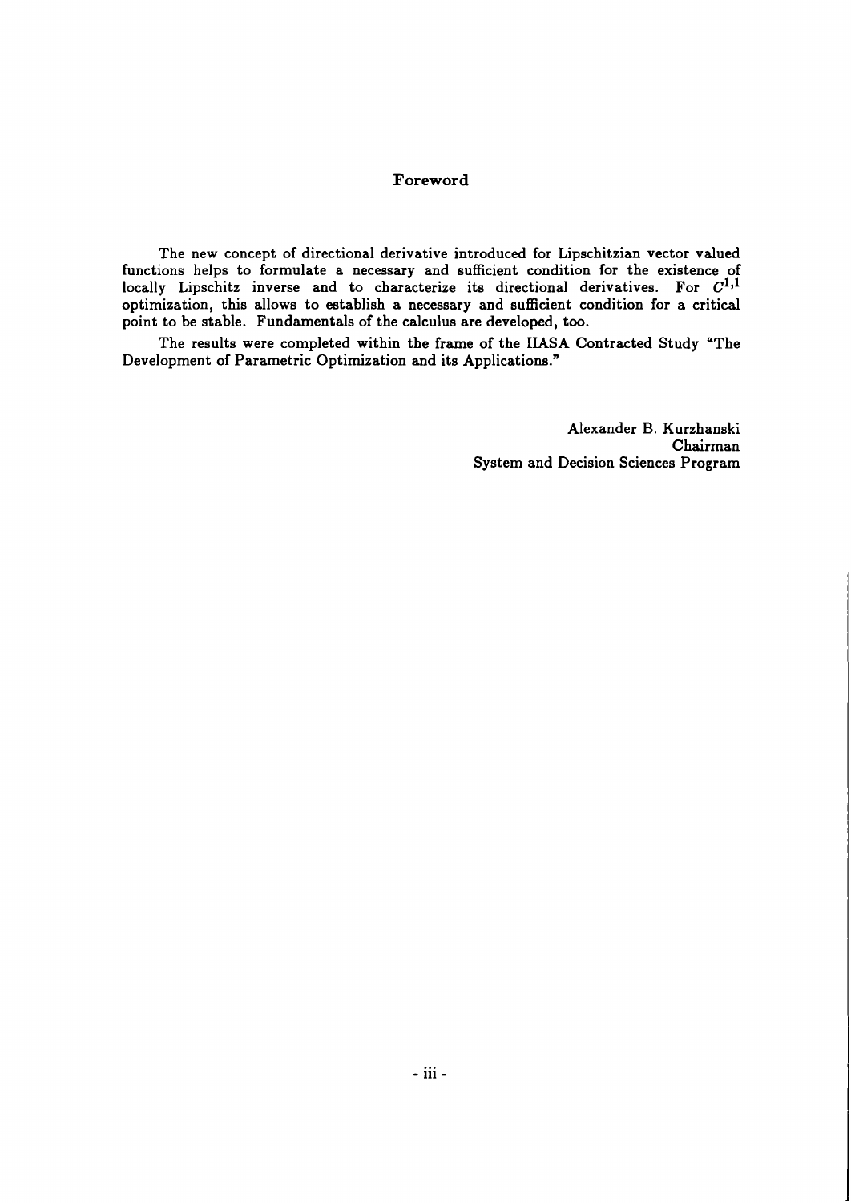# Foreword

The new concept of directional derivative introduced for Lipschitzian vector valued functions helps to formulate a necessary and sufficient condition for the existence of locally Lipschitz inverse and to characterize its directional derivatives. For $C^{1,1}$ optimization, this allows to establish a necessary and sufficient condition for a critical point to be stable. Fundamentals of the calculus are developed, too.

The results were completed within the frame of the IIASA Contracted Study "The Development of Parametric Optimization and its Applications."

Alexander B. Kurzhanski
Chairman
System and Decision Sciences Program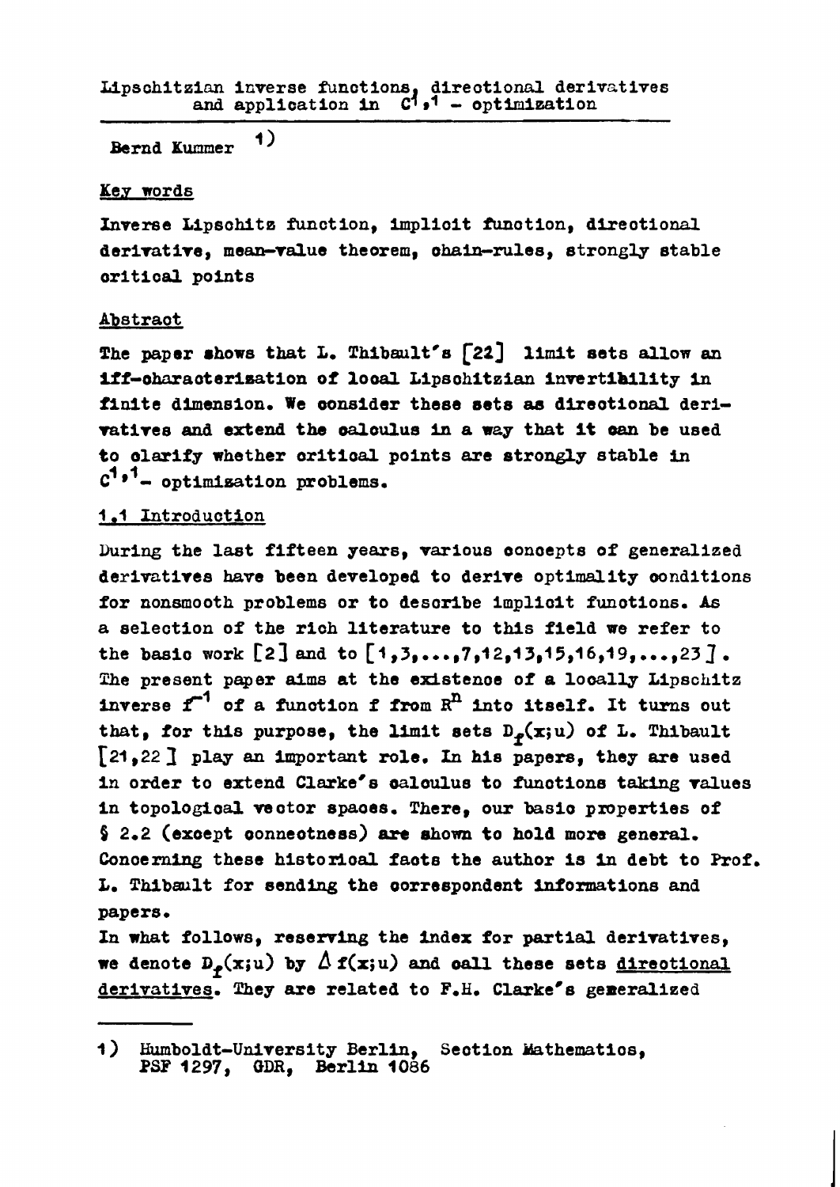# Lipschitzian inverse functions, directional derivatives and application in $C^{1,1}$ - optimization

Bernd Kummer [1)]

## Key words

Inverse Lipschitz function, implicit function, directional derivative, mean-value theorem, chain-rules, strongly stable critical points

## Abstract

The paper shows that L. Thibault's [22] limit sets allow an iff-characterisation of local Lipschitzian invertibility in finite dimension. We consider these sets as directional derivatives and extend the calculus in a way that it can be used to clarify whether critical points are strongly stable in $C^{1,1}$- optimization problems.

## 1.1 Introduction

During the last fifteen years, various concepts of generalized derivatives have been developed to derive optimality conditions for nonsmooth problems or to describe implicit functions. As a selection of the rich literature to this field we refer to the basic work [2] and to [1,3,...,7,12,13,15,16,19,...,23]. The present paper aims at the existence of a locally Lipschitz inverse $f^{-1}$ of a function f from $R^n$ into itself. It turns out that, for this purpose, the limit sets $D_f(x;u)$ of L. Thibault [21,22] play an important role. In his papers, they are used in order to extend Clarke's calculus to functions taking values in topological vector spaces. There, our basic properties of § 2.2 (except connectness) are shown to hold more general. Concerning these historical facts the author is in debt to Prof. L. Thibault for sending the correspondent informations and papers.

In what follows, reserving the index for partial derivatives, we denote $D_f(x;u)$ by $\Delta f(x;u)$ and call these sets directional derivatives. They are related to F.H. Clarke's generalized

---

1) Humboldt-University Berlin, Section Mathematics, PSF 1297, GDR, Berlin 1086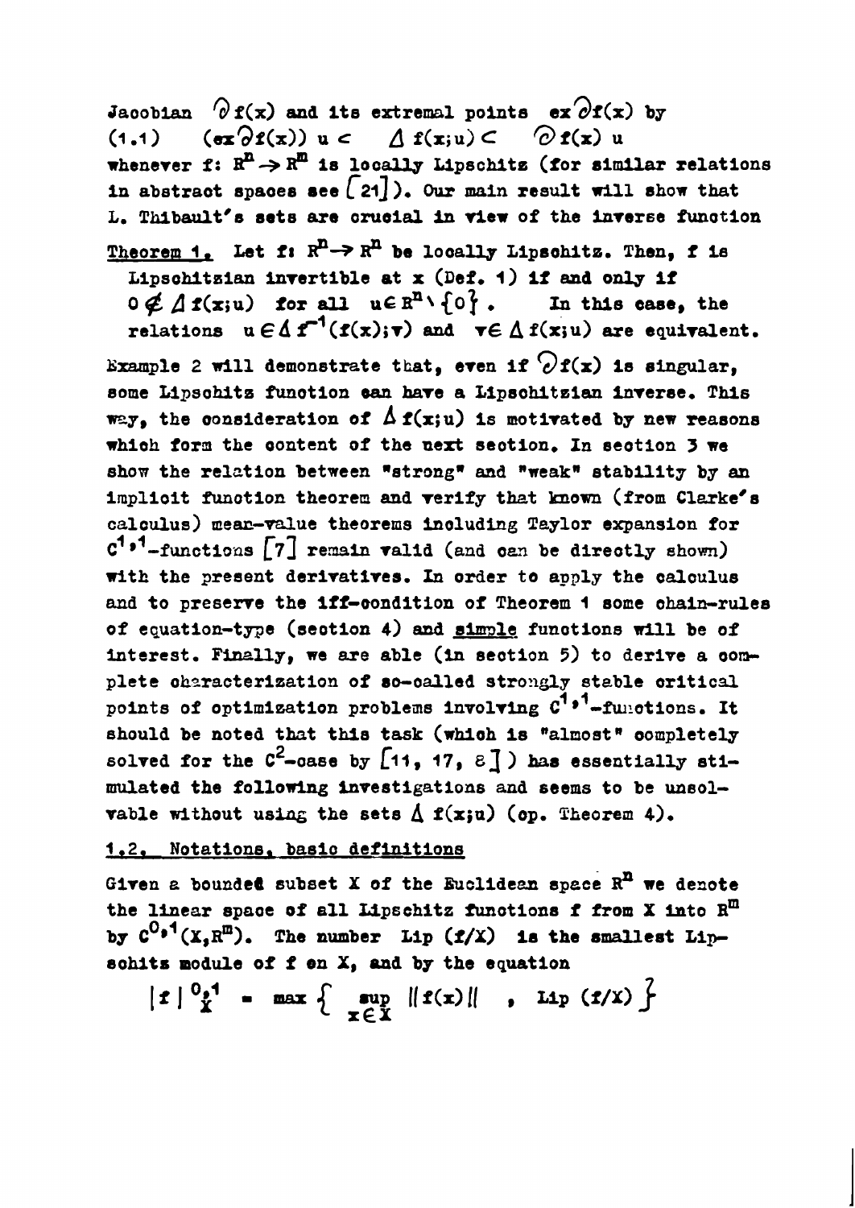Jacobian $\partial f(x)$ and its extremal points $\operatorname{ex} \partial f(x)$ by

(1.1) $\quad (\operatorname{ex} \partial f(x))\, u \subset \quad \Delta f(x;u) \subset \quad \partial f(x)\, u$

whenever $f\colon R^n \to R^m$ is locally Lipschitz (for similar relations in abstract spaces see [21]). Our main result will show that L. Thibault's sets are crucial in view of the inverse function

**Theorem 1.** Let $f\colon R^n \to R^n$ be locally Lipschitz. Then, f is Lipschitzian invertible at x (Def. 1) if and only if $0 \notin \Delta f(x;u)$ for all $u \in R^n \setminus \{0\}$. In this case, the relations $u \in \Delta f^{-1}(f(x);v)$ and $v \in \Delta f(x;u)$ are equivalent.

Example 2 will demonstrate that, even if $\partial f(x)$ is singular, some Lipschitz function can have a Lipschitzian inverse. This way, the consideration of $\Delta f(x;u)$ is motivated by new reasons which form the content of the next section. In section 3 we show the relation between "strong" and "weak" stability by an implicit function theorem and verify that known (from Clarke's calculus) mean-value theorems including Taylor expansion for $C^{1,1}$-functions [7] remain valid (and can be directly shown) with the present derivatives. In order to apply the calculus and to preserve the iff-condition of Theorem 1 some chain-rules of equation-type (section 4) and simple functions will be of interest. Finally, we are able (in section 5) to derive a complete characterization of so-called strongly stable critical points of optimization problems involving $C^{1,1}$-functions. It should be noted that this task (which is "almost" completely solved for the $C^2$-case by [11, 17, 8]) has essentially stimulated the following investigations and seems to be unsolvable without using the sets $\Delta f(x;u)$ (cp. Theorem 4).

## 1.2. Notations, basic definitions

Given a bounded subset X of the Euclidean space $R^n$ we denote the linear space of all Lipschitz functions f from X into $R^m$ by $C^{0,1}(X,R^m)$. The number $\operatorname{Lip}(f/X)$ is the smallest Lipschitz module of f on X, and by the equation

$$|f|^{0,1}_X = \max\left\{ \sup_{x\in X} \|f(x)\| \;,\; \operatorname{Lip}(f/X) \right\}$$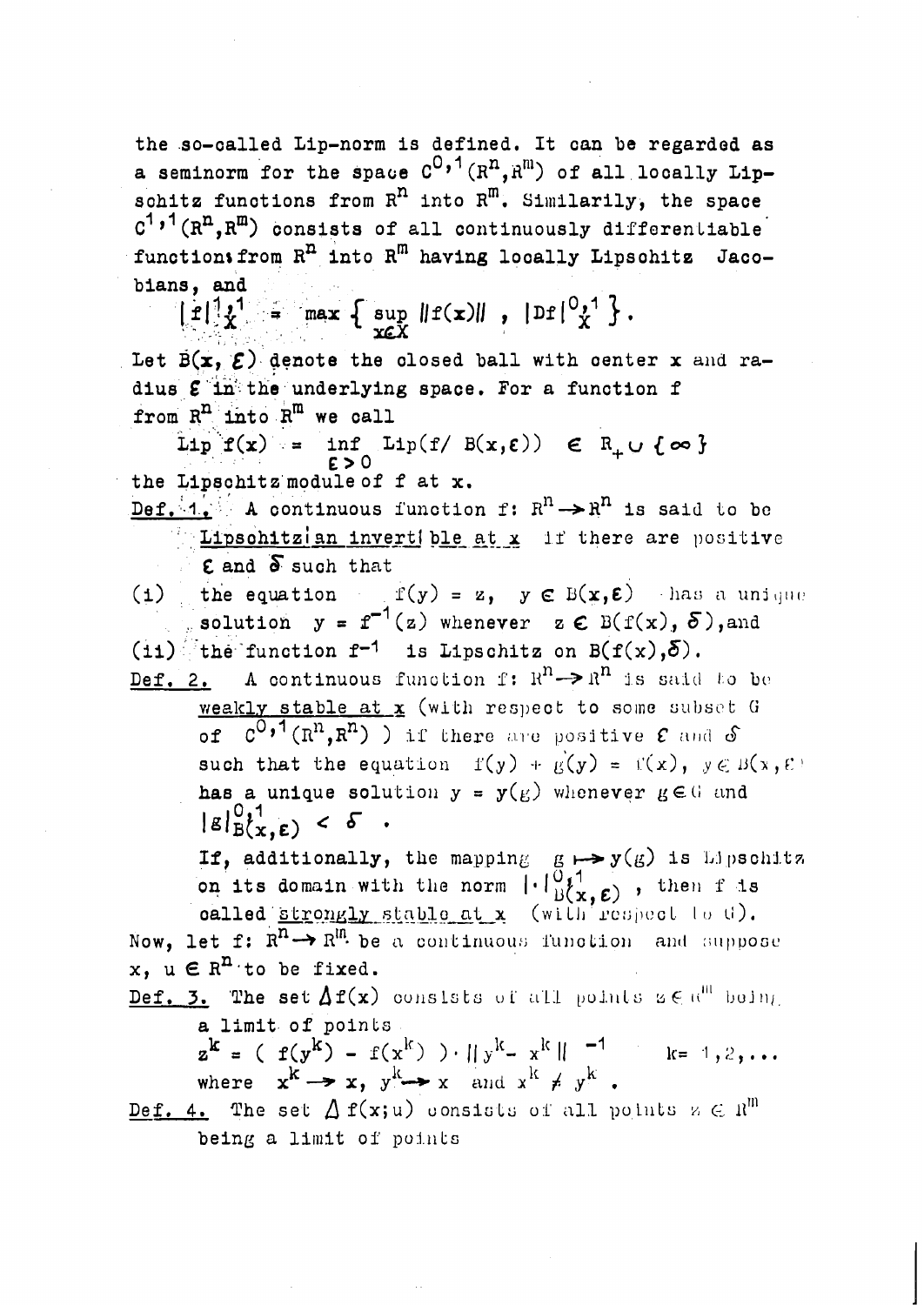the so-called Lip-norm is defined. It can be regarded as a seminorm for the space $C^{0,1}(R^n,R^m)$ of all locally Lipschitz functions from $R^n$ into $R^m$. Similarily, the space $C^{1,1}(R^n,R^m)$ consists of all continuously differentiable functions from $R^n$ into $R^m$ having locally Lipschitz Jacobians, and

$$|f|^{1,1}_X = \max \{ \sup_{x \in X} \|f(x)\| , |Df|^{0,1}_X \}.$$

Let $B(x,\varepsilon)$ denote the closed ball with center x and radius $\varepsilon$ in the underlying space. For a function f from $R^n$ into $R^m$ we call

$$\text{Lip } f(x) = \inf_{\varepsilon > 0} \text{Lip}(f/B(x,\varepsilon)) \in R_+ \cup \{\infty\}$$

the Lipschitz module of f at x.

Def. 1. A continuous function $f: R^n \to R^n$ is said to be <u>Lipschitzian invertible at x</u> if there are positive $\varepsilon$ and $\delta$ such that

(i) the equation $f(y) = z$, $y \in B(x,\varepsilon)$ has a unique solution $y = f^{-1}(z)$ whenever $z \in B(f(x),\delta)$, and

(ii) the function $f^{-1}$ is Lipschitz on $B(f(x),\delta)$.

Def. 2. A continuous function $f: R^n \to R^n$ is said to be <u>weakly stable at x</u> (with respect to some subset G of $C^{0,1}(R^n,R^n)$ ) if there are positive $\varepsilon$ and $\delta$ such that the equation $f(y) + g(y) = f(x)$, $y \in B(x,\varepsilon)$ has a unique solution $y = y(g)$ whenever $g \in G$ and $|g|^{0,1}_{B(x,\varepsilon)} < \delta$ .

If, additionally, the mapping $g \mapsto y(g)$ is Lipschitz on its domain with the norm $|\cdot|^{0,1}_{B(x,\varepsilon)}$ , then f is called <u>strongly stable at x</u> (with respect to G).

Now, let $f: R^n \to R^m$ be a continuous function and suppose $x$, $u \in R^n$ to be fixed.

Def. 3. The set $\Delta f(x)$ consists of all points $z \in R^m$ being a limit of points

$$z^k = ( f(y^k) - f(x^k) ) \cdot \| y^k - x^k \|^{-1} \qquad k = 1,2,\ldots$$

where $x^k \to x$, $y^k \to x$ and $x^k \neq y^k$ .

Def. 4. The set $\Delta f(x;u)$ consists of all points $z \in R^m$ being a limit of points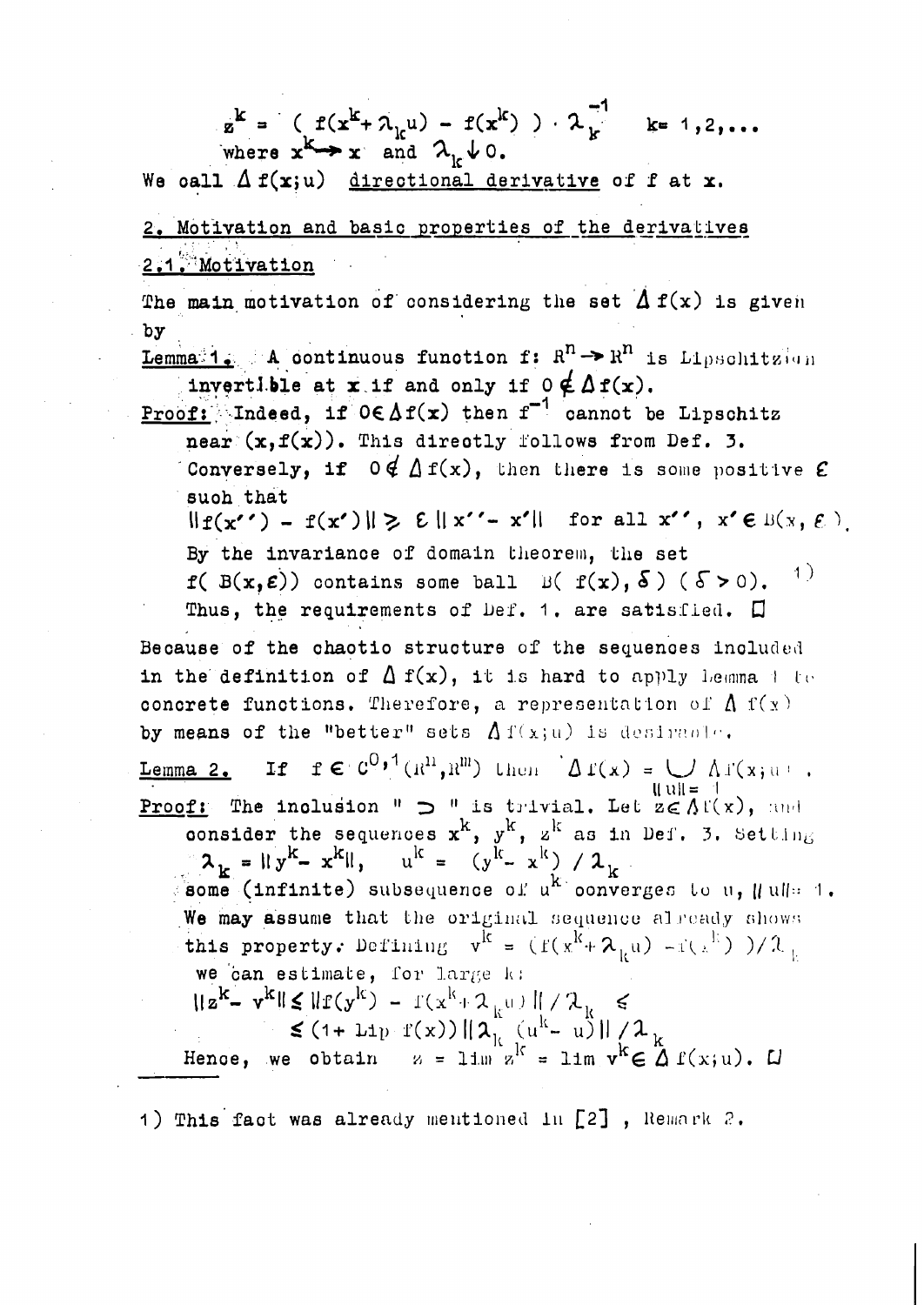$$z^k = \left( f(x^k + \lambda_k u) - f(x^k) \right) \cdot \lambda_k^{-1} \quad k = 1, 2, \ldots$$
where $x^k \to x$ and $\lambda_k \downarrow 0$.

We call $\Delta f(x;u)$ <u>directional derivative</u> of f at x.

## 2. Motivation and basic properties of the derivatives

### 2.1. Motivation

The main motivation of considering the set $\Delta f(x)$ is given by

**Lemma 1.** A continuous function $f\colon R^n \to R^n$ is Lipschitzian invertible at x if and only if $0 \notin \Delta f(x)$.

**Proof:** Indeed, if $0 \in \Delta f(x)$ then $f^{-1}$ cannot be Lipschitz near $(x, f(x))$. This directly follows from Def. 3.
Conversely, if $0 \notin \Delta f(x)$, then there is some positive $\varepsilon$ such that

$$\| f(x'') - f(x') \| \geq \varepsilon \, \| x'' - x' \| \quad \text{for all } x'', x' \in B(x, \varepsilon).$$

By the invariance of domain theorem, the set $f(B(x,\varepsilon))$ contains some ball $B(f(x), \delta)$ $(\delta > 0)$. [1]
Thus, the requirements of Def. 1. are satisfied. □

Because of the chaotic structure of the sequences included in the definition of $\Delta f(x)$, it is hard to apply Lemma 1 to concrete functions. Therefore, a representation of $\Delta f(x)$ by means of the "better" sets $\Delta f(x;u)$ is desirable.

**Lemma 2.** If $f \in C^{0,1}(R^n, R^m)$ then $\Delta f(x) = \bigcup_{\|u\|=1} \Delta f(x;u)$.

**Proof:** The inclusion " $\supset$ " is trivial. Let $z \in \Delta f(x)$, and consider the sequences $x^k$, $y^k$, $z^k$ as in Def. 3. Setting

$$\lambda_k = \| y^k - x^k \|, \quad u^k = (y^k - x^k) / \lambda_k$$

some (infinite) subsequence of $u^k$ converges to u, $\|u\| = 1$.
We may assume that the original sequence already shows this property. Defining $v^k = (f(x^k + \lambda_k u) - f(x^k)) / \lambda_k$ we can estimate, for large k:

$$\| z^k - v^k \| \leq \| f(y^k) - f(x^k + \lambda_k u) \| / \lambda_k \leq$$
$$\leq (1 + \text{Lip } f(x)) \, \| \lambda_k (u^k - u) \| / \lambda_k$$

Hence, we obtain $z = \lim z^k = \lim v^k \in \Delta f(x;u)$. □

---

1) This fact was already mentioned in [2] , Remark 2.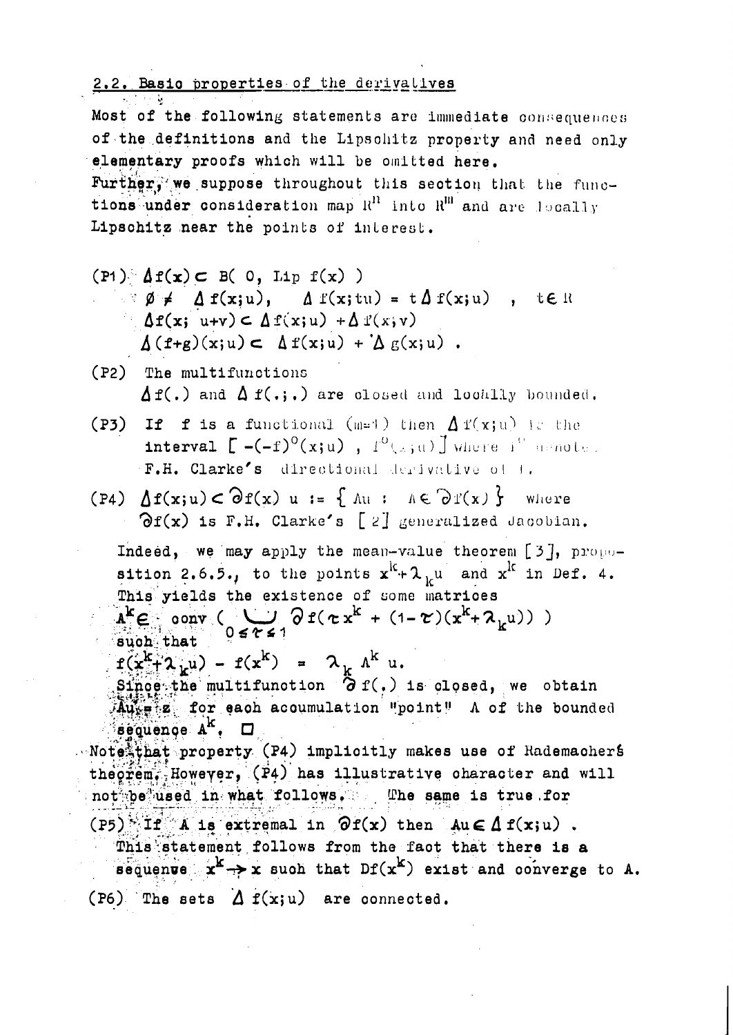## 2.2. Basic properties of the derivatives

Most of the following statements are immediate consequences of the definitions and the Lipschitz property and need only elementary proofs which will be omitted here.
Further, we suppose throughout this section that the functions under consideration map $\mathbb{R}^n$ into $\mathbb{R}^m$ and are locally Lipschitz near the points of interest.

(P1) $\Delta f(x) \subset B(\,0,\ \mathrm{Lip}\ f(x)\,)$

$\emptyset \neq \Delta f(x;u), \quad \Delta f(x;tu) = t\,\Delta f(x;u) \quad , \ t \in \mathbb{R}$

$\Delta f(x;\ u+v) \subset \Delta f(x;u) + \Delta f(x;v)$

$\Delta (f+g)(x;u) \subset \Delta f(x;u) + \Delta g(x;u)$ .

(P2) The multifunctions
$\Delta f(.)$ and $\Delta f(.;.)$ are closed and locally bounded.

(P3) If $f$ is a functional ($m=1$) then $\Delta f(x;u)$ is the interval $[\,-(-f)^{o}(x;u)\ ,\ f^{o}(x;u)\,]$ where $f^{o}$ denotes F.H. Clarke's directional derivative of $f$.

(P4) $\Delta f(x;u) \subset \partial f(x)\,u := \{\, Au \ :\ A \in \partial f(x) \,\}$ where $\partial f(x)$ is F.H. Clarke's [2] generalized Jacobian.

Indeed, we may apply the mean-value theorem [3], proposition 2.6.5., to the points $x^k + \lambda_k u$ and $x^k$ in Def. 4. This yields the existence of some matrices

$$A^k \in \mathrm{conv}\,\Big(\bigcup_{0 \leq \tau \leq 1} \partial f(\tau x^k + (1-\tau)(x^k + \lambda_k u))\Big)$$

such that

$$f(x^k + \lambda_k u) - f(x^k) = \lambda_k A^k u.$$

Since the multifunction $\partial f(.)$ is closed, we obtain $Au = z$ for each accumulation "point" $A$ of the bounded sequence $A^k$. $\square$

Note that property (P4) implicitly makes use of Rademacher's theorem. However, (P4) has illustrative character and will not be used in what follows. The same is true for

(P5) If $A$ is extremal in $\partial f(x)$ then $Au \in \Delta f(x;u)$ .
This statement follows from the fact that there is a sequence $x^k \to x$ such that $Df(x^k)$ exist and converge to $A$.

(P6) The sets $\Delta f(x;u)$ are connected.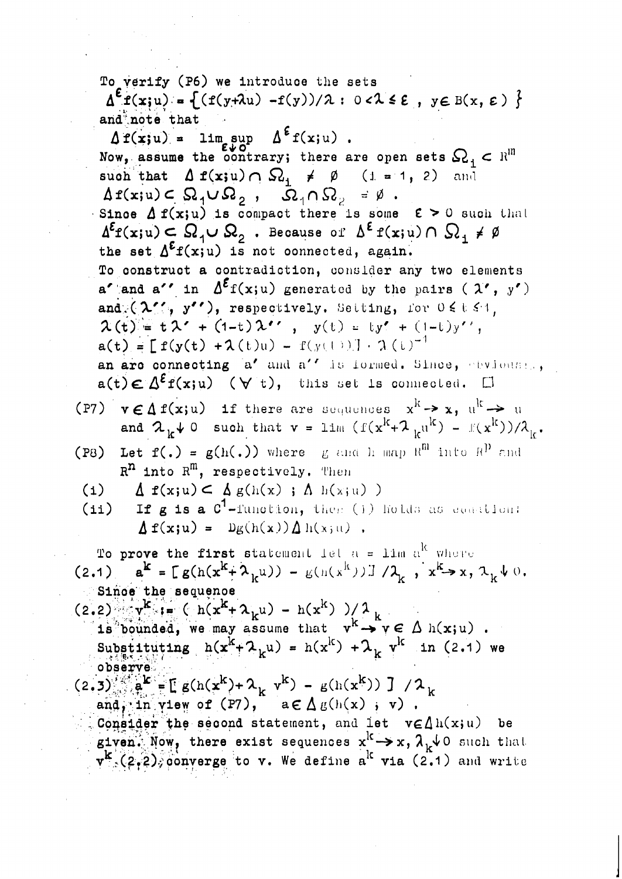To verify (P6) we introduce the sets

$$\Delta^{\varepsilon} f(x;u) = \{(f(y+\lambda u) - f(y))/\lambda : 0<\lambda \le \varepsilon ,\ y\in B(x, \varepsilon)\}$$

and note that

$$\Delta f(x;u) = \limsup_{\varepsilon \downarrow 0} \Delta^{\varepsilon} f(x;u) .$$

Now, assume the contrary; there are open sets $\Omega_i \subset R^m$ such that $\Delta f(x;u) \cap \Omega_i \neq \emptyset$ $(i = 1, 2)$ and $\Delta f(x;u) \subset \Omega_1 \cup \Omega_2$ , $\Omega_1 \cap \Omega_2 = \emptyset$ .

Since $\Delta f(x;u)$ is compact there is some $\varepsilon > 0$ such that $\Delta^{\varepsilon} f(x;u) \subset \Omega_1 \cup \Omega_2$ . Because of $\Delta^{\varepsilon} f(x;u) \cap \Omega_i \neq \emptyset$ the set $\Delta^{\varepsilon} f(x;u)$ is not connected, again.

To construct a contradiction, consider any two elements $a'$ and $a''$ in $\Delta^{\varepsilon} f(x;u)$ generated by the pairs $(\lambda', y')$ and $(\lambda'', y'')$, respectively. Setting, for $0 \le t \le 1$,

$\lambda(t) = t\lambda' + (1-t)\lambda''$ , $y(t) = ty' + (1-t)y''$,

$a(t) = [f(y(t) + \lambda(t)u) - f(y(t))] \cdot \lambda(t)^{-1}$

an arc connecting $a'$ and $a''$ is formed. Since, obviously, $a(t) \in \Delta^{\varepsilon} f(x;u)$ $(\forall\, t)$, this set is connected. □

(P7) $v \in \Delta f(x;u)$ if there are sequences $x^k \to x$, $u^k \to u$ and $\lambda_k \downarrow 0$ such that $v = \lim (f(x^k+\lambda_k u^k) - f(x^k))/\lambda_k$.

(P8) Let $f(.) = g(h(.))$ where $g$ and $h$ map $R^m$ into $R^p$ and $R^n$ into $R^m$, respectively. Then

(i) $\Delta f(x;u) \subset \Delta g(h(x) ; \Delta h(x;u))$

(ii) If $g$ is a $C^1$-function, then (i) holds as equation:
$\Delta f(x;u) = Dg(h(x))\Delta h(x;u)$ .

To prove the first statement let $a = \lim a^k$ where

(2.1) $a^k = [g(h(x^k+\lambda_k u)) - g(h(x^k))] / \lambda_k$ , $x^k \to x$, $\lambda_k \downarrow 0$.

Since the sequence

(2.2) $v^k := (h(x^k+\lambda_k u) - h(x^k))/\lambda_k$

is bounded, we may assume that $v^k \to v \in \Delta h(x;u)$ .

Substituting $h(x^k+\lambda_k u) = h(x^k) + \lambda_k v^k$ in (2.1) we observe

(2.3) $a^k = [g(h(x^k)+\lambda_k v^k) - g(h(x^k))] / \lambda_k$

and, in view of (P7), $a \in \Delta g(h(x) ; v)$ .

Consider the second statement, and let $v \in \Delta h(x;u)$ be given. Now, there exist sequences $x^k \to x$, $\lambda_k \downarrow 0$ such that $v^k$ (2.2) converge to $v$. We define $a^k$ via (2.1) and write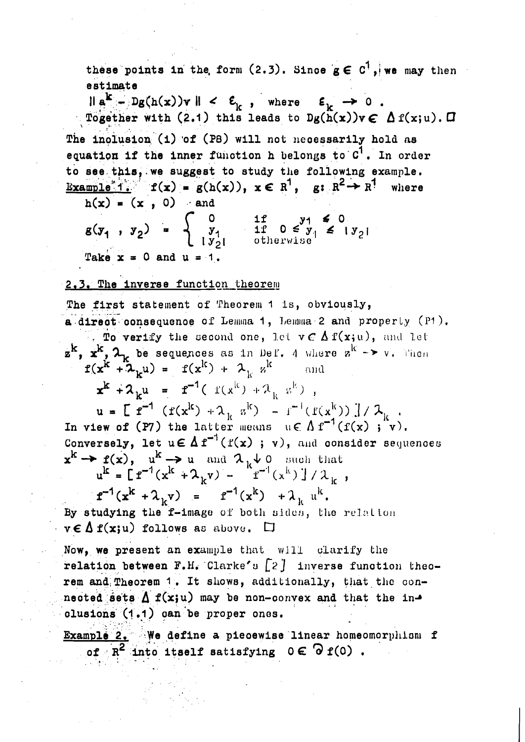these points in the form (2.3). Since $g \in C^1$, we may then estimate

$$\| a^k - Dg(h(x))v \| < \varepsilon_k \text{ , where } \varepsilon_k \to 0 \text{ .}$$

Together with (2.1) this leads to $Dg(h(x))v \in \Delta f(x;u)$. □

The inclusion (i) of (P8) will not necessarily hold as equation if the inner function h belongs to $C^1$. In order to see this, we suggest to study the following example.

Example 1. $f(x) = g(h(x)),\ x \in R^1,\ \ g\colon R^2 \to R^1$ where $h(x) = (x\ ,\ 0)$ and

$$g(y_1\ ,\ y_2) = \begin{cases} 0 & \text{if } \ y_1 \le 0 \\ y_1 & \text{if } \ 0 \le y_1 \le |y_2| \\ |y_2| & \text{otherwise} \end{cases}$$

Take $x = 0$ and $u = 1$.

## 2.3. The inverse function theorem

The first statement of Theorem 1 is, obviously, a direct consequence of Lemma 1, Lemma 2 and property (P1).

To verify the second one, let $v \in \Delta f(x;u)$, and let $z^k, x^k, \lambda_k$ be sequences as in Def. 4 where $z^k \to v$. Then

$$f(x^k + \lambda_k u) = f(x^k) + \lambda_k z^k \quad \text{and}$$

$$x^k + \lambda_k u = f^{-1}(\,f(x^k) + \lambda_k z^k) \text{ ,}$$

$$u = [\,f^{-1}(f(x^k) + \lambda_k z^k) - f^{-1}(f(x^k))\,] / \lambda_k \text{ .}$$

In view of (P7) the latter means $u \in \Delta f^{-1}(f(x)\ ;\ v)$. Conversely, let $u \in \Delta f^{-1}(f(x)\ ;\ v)$, and consider sequences $x^k \to f(x)$, $u^k \to u$ and $\lambda_k \downarrow 0$ such that

$$u^k = [\,f^{-1}(x^k + \lambda_k v) - f^{-1}(x^k)\,] / \lambda_k \text{ ,}$$

$$f^{-1}(x^k + \lambda_k v) = f^{-1}(x^k) + \lambda_k u^k.$$

By studying the f-image of both sides, the relation $v \in \Delta f(x;u)$ follows as above. □

Now, we present an example that will clarify the relation between F.H. Clarke's [2] inverse function theorem and Theorem 1. It shows, additionally, that the connected sets $\Delta f(x;u)$ may be non-convex and that the inclusions (1.1) can be proper ones.

Example 2. We define a piecewise linear homeomorphism f of $R^2$ into itself satisfying $0 \in \partial f(0)$ .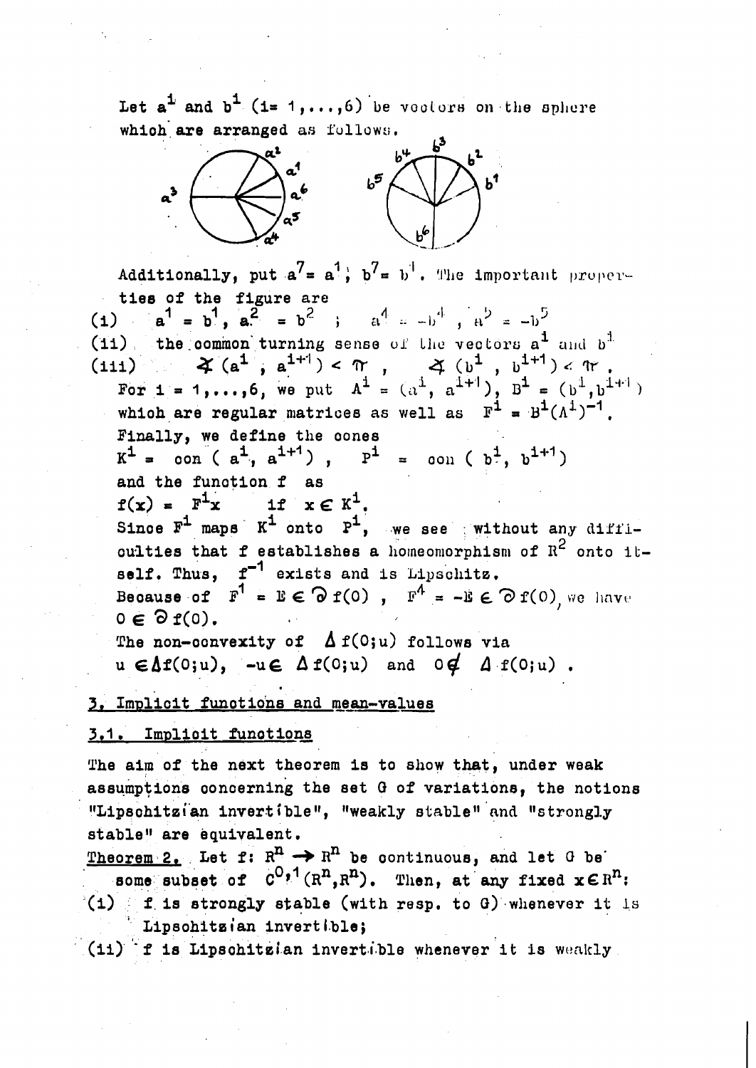Let $a^i$ and $b^i$ $(i = 1,\dots,6)$ be vectors on the sphere which are arranged as follows.

Additionally, put $a^7 = a^1$; $b^7 = b^1$. The important properties of the figure are

(i) $a^1 = b^1$, $a^2 = b^2$ ; $a^4 = -b^4$, $a^5 = -b^5$

(ii) the common turning sense of the vectors $a^i$ and $b^i$

(iii) $\measuredangle (a^i, a^{i+1}) < \pi$, $\measuredangle (b^i, b^{i+1}) < \pi$.

For $i = 1,\dots,6$, we put $A^i = (a^i, a^{i+1})$, $B^i = (b^i, b^{i+1})$ which are regular matrices as well as $F^i = B^i (A^i)^{-1}$.

Finally, we define the cones

$K^i = \text{con}(a^i, a^{i+1})$, $P^i = \text{con}(b^i, b^{i+1})$

and the function $f$ as

$f(x) = F^i x$ if $x \in K^i$.

Since $F^i$ maps $K^i$ onto $P^i$, we see without any difficulties that $f$ establishes a homeomorphism of $R^2$ onto itself. Thus, $f^{-1}$ exists and is Lipschitz.

Because of $F^1 = E \in \partial f(0)$, $F^4 = -E \in \partial f(0)$, we have $0 \in \partial f(0)$.

The non-convexity of $\Delta f(0;u)$ follows via

$u \in \Delta f(0;u)$, $-u \in \Delta f(0;u)$ and $0 \notin \Delta f(0;u)$.

## 3. Implicit functions and mean-values

### 3.1. Implicit functions

The aim of the next theorem is to show that, under weak assumptions concerning the set G of variations, the notions "Lipschitzian invertible", "weakly stable" and "strongly stable" are equivalent.

**Theorem 2.** Let $f\colon R^n \to R^n$ be continuous, and let G be some subset of $C^{0,1}(R^n,R^n)$. Then, at any fixed $x \in R^n$:

(i) f is strongly stable (with resp. to G) whenever it is Lipschitzian invertible;

(ii) f is Lipschitzian invertible whenever it is weakly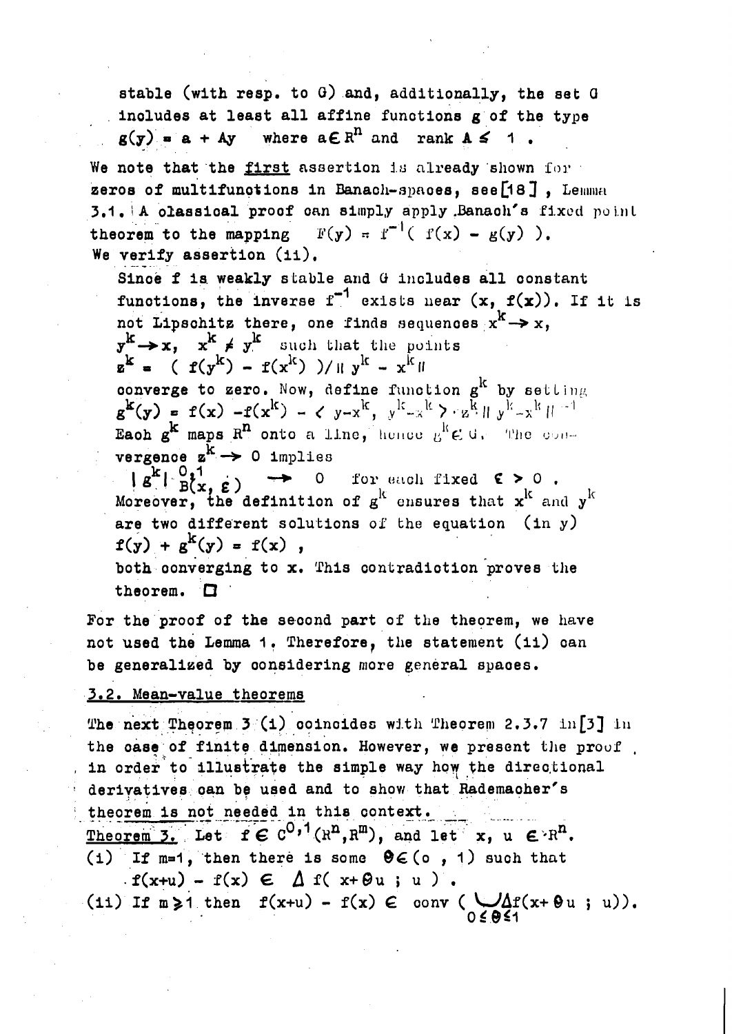stable (with resp. to G) and, additionally, the set G includes at least all affine functions g of the type $g(y) = a + Ay$ where $a \in R^n$ and rank $A \leq 1$ .

We note that the first assertion is already shown for zeros of multifunctions in Banach-spaces, see[18] , Lemma 3.1. A classical proof can simply apply Banach's fixed point theorem to the mapping $F(y) = f^{-1}( f(x) - g(y) )$.

We verify assertion (ii).

Since f is weakly stable and G includes all constant functions, the inverse $f^{-1}$ exists near $(x, f(x))$. If it is not Lipschitz there, one finds sequences $x^k \to x$, $y^k \to x$, $x^k \neq y^k$ such that the points $z^k = ( f(y^k) - f(x^k) )/\| y^k - x^k \|$ converge to zero. Now, define function $g^k$ by setting $g^k(y) = f(x) - f(x^k) - \langle y-x^k, y^k-x^k \rangle \cdot z^k \| y^k-x^k \|^{-1}$. Each $g^k$ maps $R^n$ onto a line, hence $g^k \in G$. The convergence $z^k \to 0$ implies
$| g^k |^{0,1}_{B(x, \varepsilon)} \to 0$ for each fixed $\varepsilon > 0$ .
Moreover, the definition of $g^k$ ensures that $x^k$ and $y^k$ are two different solutions of the equation (in y) $f(y) + g^k(y) = f(x)$ ,
both converging to x. This contradiction proves the theorem. □

For the proof of the second part of the theorem, we have not used the Lemma 1. Therefore, the statement (ii) can be generalized by considering more general spaces.

## 3.2. Mean-value theorems

The next Theorem 3 (i) coincides with Theorem 2.3.7 in[3] in the case of finite dimension. However, we present the proof in order to illustrate the simple way how the directional derivatives can be used and to show that Rademacher's theorem is not needed in this context.

Theorem 3. Let $f \in C^{0,1}(R^n, R^m)$, and let $x, u \in R^n$.

(i) If m=1, then there is some $\theta \in (0 , 1)$ such that $f(x+u) - f(x) \in \Delta f( x+\theta u ; u )$ .

(ii) If $m \geq 1$ then $f(x+u) - f(x) \in \operatorname{conv} ( \bigcup_{0 \leq \theta \leq 1} \Delta f(x+\theta u ; u))$.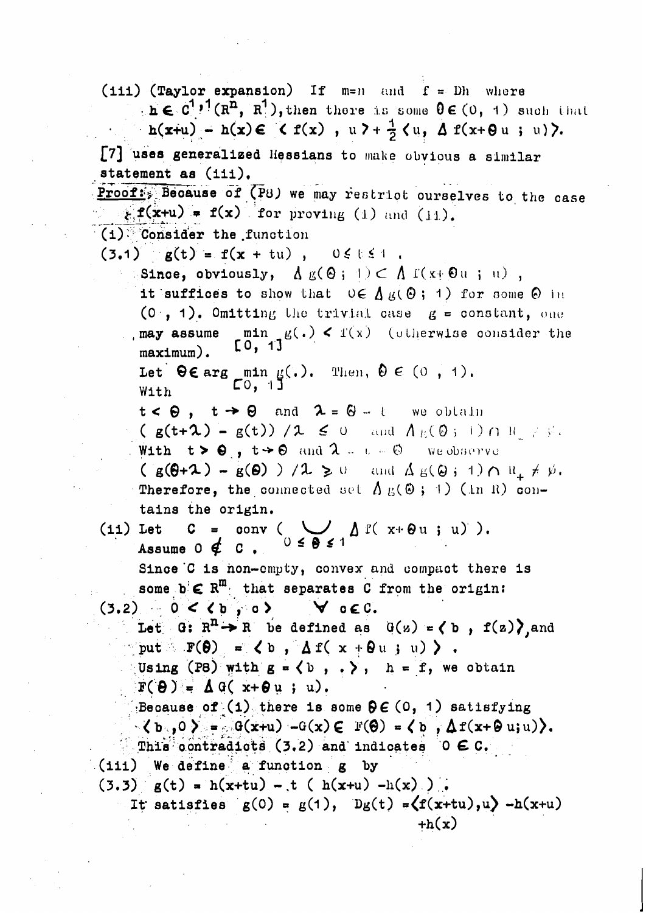(iii) (Taylor expansion) If $m=n$ and $f = Dh$ where $h \in C^{1,1}(R^n, R^1)$, then there is some $\theta \in (0, 1)$ such that

$$h(x+u) - h(x) \in \langle f(x), u \rangle + \frac{1}{2} \langle u, \Delta f(x+\theta u ; u) \rangle.$$

[7] uses generalized Hessians to make obvious a similar statement as (iii).

**Proof:** Because of (P8) we may restrict ourselves to the case $f(x+u) = f(x)$ for proving (i) and (ii).

(i) Consider the function

$$(3.1) \quad g(t) = f(x + tu), \quad 0 \le t \le 1.$$

Since, obviously, $\Delta g(\theta ; 1) \subset \Delta f(x+\theta u ; u)$, it suffices to show that $0 \in \Delta g(\theta ; 1)$ for some $\theta$ in $(0, 1)$. Omitting the trivial case $g =$ constant, one may assume $\min_{[0,1]} g(.) < f(x)$ (otherwise consider the maximum).

Let $\theta \in \arg\min_{[0,1]} g(.)$. Then, $\theta \in (0, 1)$.

With $t < \theta$, $t \to \theta$ and $\lambda = \theta - t$ we obtain $( g(t+\lambda) - g(t)) / \lambda \le 0$ and $\Delta g(\theta ; 1) \cap R_- \neq \emptyset$.

With $t > \theta$, $t \to \theta$ and $\lambda = t - \theta$ we observe $( g(\theta+\lambda) - g(\theta) ) / \lambda \ge 0$ and $\Delta g(\theta ; 1) \cap R_+ \neq \emptyset$.

Therefore, the connected set $\Delta g(\theta ; 1)$ (in $R$) contains the origin.

(ii) Let $C = \operatorname{conv} ( \bigcup_{0 \le \theta \le 1} \Delta f( x+\theta u ; u) )$.

Assume $0 \notin C$.

Since $C$ is non-empty, convex and compact there is some $b \in R^m$ that separates $C$ from the origin:

$$(3.2) \quad 0 < \langle b, c \rangle \quad \forall c \in C.$$

Let $G: R^n \to R$ be defined as $G(z) = \langle b, f(z) \rangle$, and put $F(\theta) = \langle b, \Delta f( x + \theta u ; u) \rangle$.

Using (P8) with $g = \langle b, . \rangle$, $h = f$, we obtain $F(\theta) = \Delta G( x+\theta u ; u)$.

Because of (i) there is some $\theta \in (0, 1)$ satisfying $\langle b, 0 \rangle = G(x+u) - G(x) \in F(\theta) = \langle b, \Delta f(x+\theta u;u) \rangle$.

This contradicts (3.2) and indicates $0 \in C$.

(iii) We define a function $g$ by

$$(3.3) \quad g(t) = h(x+tu) - t ( h(x+u) - h(x) ).$$

It satisfies $g(0) = g(1)$, $Dg(t) = \langle f(x+tu), u \rangle - h(x+u) + h(x)$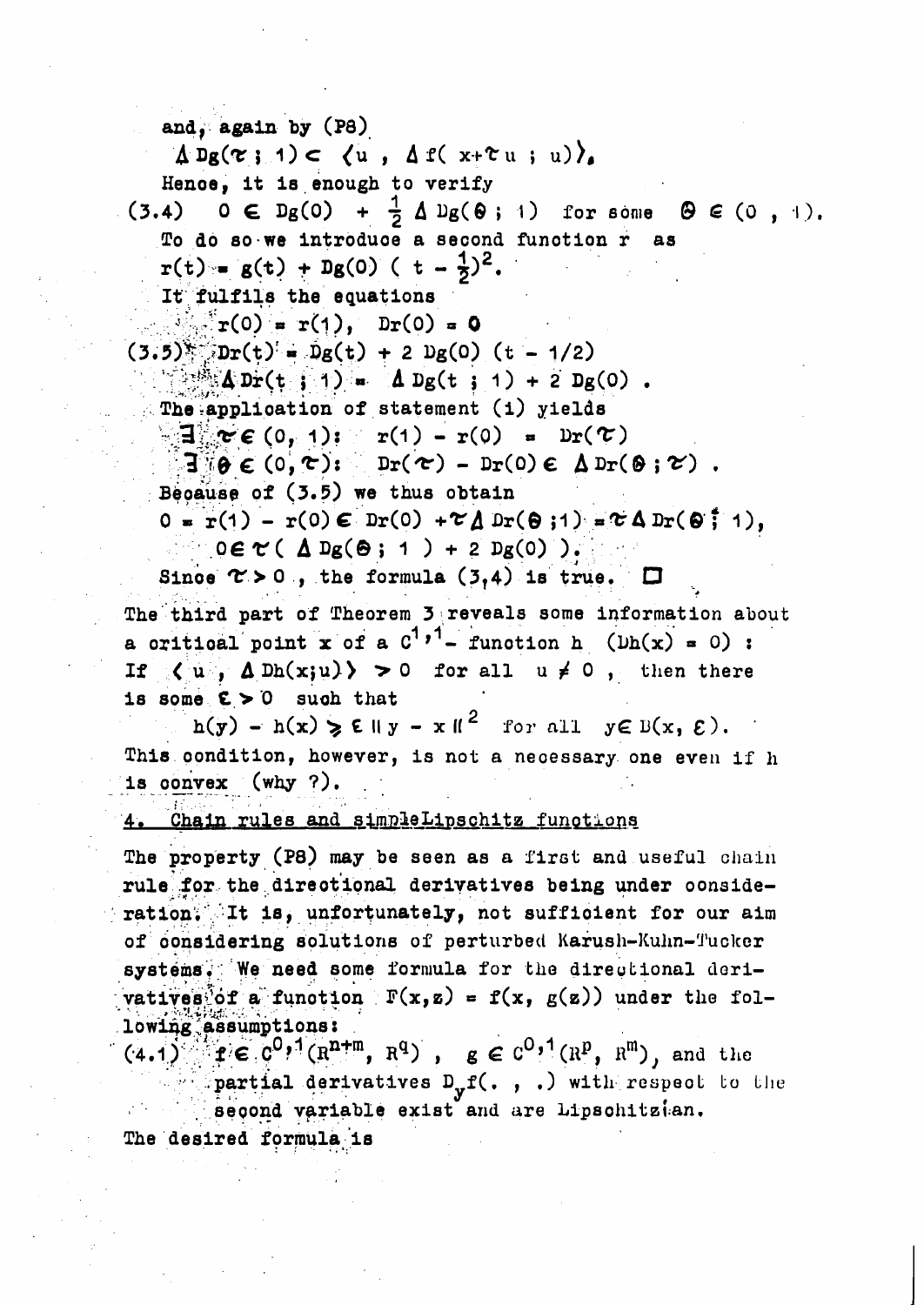and, again by (P8)

$$\Delta Dg(\tau ; 1) \subset \langle u , \Delta f( x+\tau u ; u)\rangle.$$

Hence, it is enough to verify

$$(3.4) \quad 0 \in Dg(0) + \tfrac{1}{2} \Delta Dg(\theta ; 1) \text{ for some } \theta \in (0 , 1).$$

To do so we introduce a second function r as

$$r(t) = g(t) + Dg(0) ( t - \tfrac{1}{2})^2.$$

It fulfils the equations

$$r(0) = r(1), \quad Dr(0) = 0$$

$$(3.5) \quad Dr(t) = Dg(t) + 2 Dg(0) (t - 1/2)$$

$$\Delta Dr(t ; 1) = \Delta Dg(t ; 1) + 2 Dg(0) .$$

The application of statement (i) yields

$$\exists \tau \in (0, 1): \quad r(1) - r(0) = Dr(\tau)$$

$$\exists \theta \in (0, \tau): \quad Dr(\tau) - Dr(0) \in \Delta Dr(\theta ; \tau) .$$

Because of (3.5) we thus obtain

$$0 = r(1) - r(0) \in Dr(0) + \tau \Delta Dr(\theta ;1) = \tau \Delta Dr(\theta ; 1),$$

$$0 \in \tau ( \Delta Dg(\theta ; 1 ) + 2 Dg(0) ).$$

Since $\tau > 0$ , the formula (3,4) is true. □

The third part of Theorem 3 reveals some information about a critical point x of a $C^{1,1}$- function h $(Dh(x) = 0)$ : If $\langle u , \Delta Dh(x;u)\rangle > 0$ for all $u \neq 0$ , then there is some $\varepsilon > 0$ such that

$$h(y) - h(x) \geq \varepsilon \| y - x \|^2 \quad \text{for all } y \in B(x, \varepsilon).$$

This condition, however, is not a necessary one even if h is convex (why ?).

## 4. Chain rules and simple Lipschitz functions

The property (P8) may be seen as a first and useful chain rule for the directional derivatives being under consideration. It is, unfortunately, not sufficient for our aim of considering solutions of perturbed Karush-Kuhn-Tucker systems. We need some formula for the directional derivatives of a function $F(x,z) = f(x, g(z))$ under the following assumptions:

(4.1) $f \in C^{0,1}(R^{n+m}, R^q)$ , $g \in C^{0,1}(R^p, R^m)$, and the partial derivatives $D_y f(. , .)$ with respect to the second variable exist and are Lipschitzian.

The desired formula is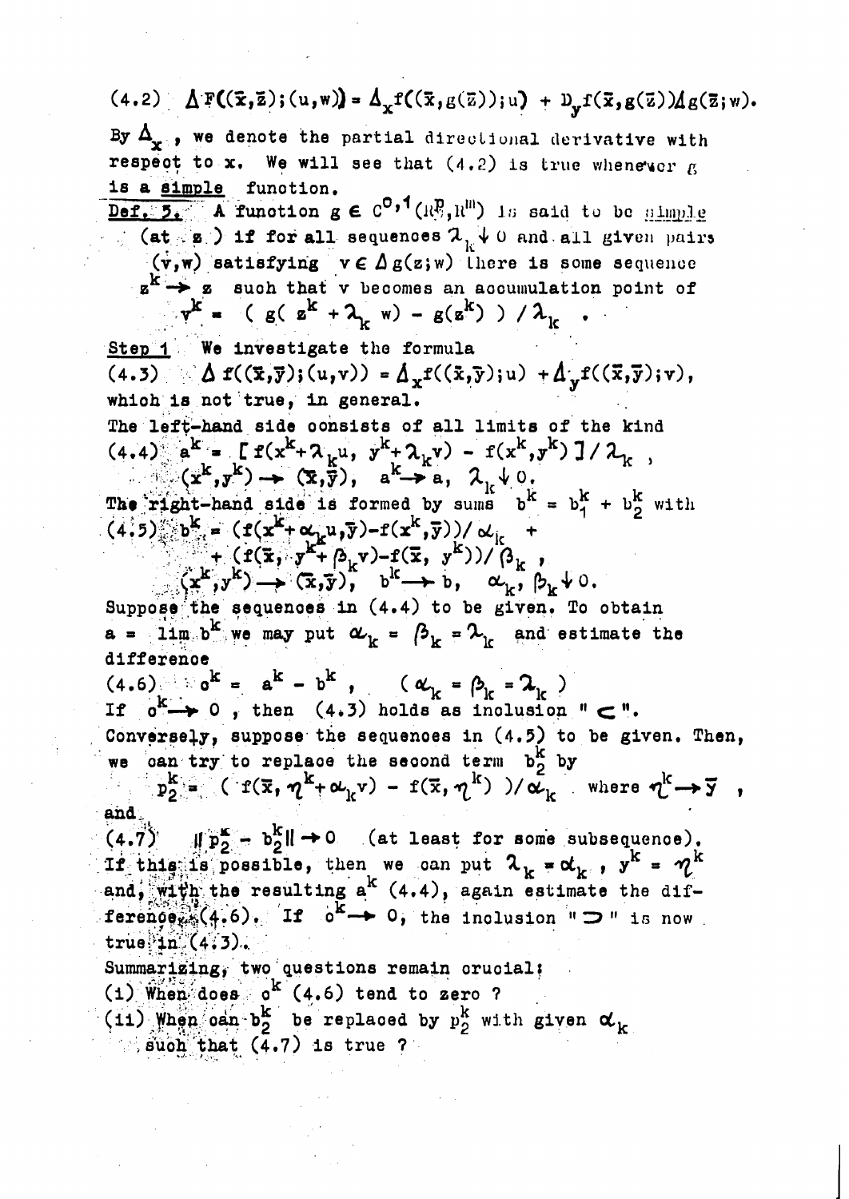$$(4.2) \quad \Delta F((\bar{x},\bar{z});(u,w)) = \Delta_x f((\bar{x},g(\bar{z}));u) + D_y f(\bar{x},g(\bar{z}))\Delta g(\bar{z};w).$$

By $\Delta_x$, we denote the partial directional derivative with respect to x. We will see that (4.2) is true whenever $g$ is a <u>simple</u> function.

<u>Def. 5.</u> A function $g \in C^{0,1}(R^p, R^m)$ is said to be <u>simple</u> (at z) if for all sequences $\lambda_k \downarrow 0$ and all given pairs $(v,w)$ satisfying $v \in \Delta g(z;w)$ there is some sequence $z^k \to z$ such that v becomes an accumulation point of

$$v^k = ( g( z^k + \lambda_k w) - g(z^k) ) / \lambda_k .$$

<u>Step 1</u> We investigate the formula

$$(4.3) \quad \Delta f((\bar{x},\bar{y});(u,v)) = \Delta_x f((\bar{x},\bar{y});u) + \Delta_y f((\bar{x},\bar{y});v),$$

which is not true, in general.

The left-hand side consists of all limits of the kind

$$(4.4) \quad a^k = [ f(x^k+\lambda_k u, y^k+\lambda_k v) - f(x^k,y^k) ] / \lambda_k ,$$
$$(x^k,y^k) \to (\bar{x},\bar{y}), \quad a^k \to a, \quad \lambda_k \downarrow 0.$$

The right-hand side is formed by sums $b^k = b_1^k + b_2^k$ with

$$(4.5) \quad b_1^k = (f(x^k+\alpha_k u,\bar{y})-f(x^k,\bar{y}))/\alpha_k + (f(\bar{x}, y^k+\beta_k v)-f(\bar{x}, y^k))/\beta_k ,$$
$$(x^k,y^k) \to (\bar{x},\bar{y}), \quad b^k \to b, \quad \alpha_k, \beta_k \downarrow 0.$$

Suppose the sequences in (4.4) to be given. To obtain $a = \lim b^k$ we may put $\alpha_k = \beta_k = \lambda_k$ and estimate the difference

$$(4.6) \quad c^k = a^k - b^k , \quad (\alpha_k = \beta_k = \lambda_k )$$

If $c^k \to 0$ , then (4.3) holds as inclusion " $\subset$ ".

Conversely, suppose the sequences in (4.5) to be given. Then, we can try to replace the second term $b_2^k$ by

$$p_2^k = ( f(\bar{x}, \eta^k+\alpha_k v) - f(\bar{x}, \eta^k) )/\alpha_k \quad \text{where } \eta^k \to \bar{y} ,$$

and

$$(4.7) \quad \| p_2^k - b_2^k \| \to 0 \quad \text{(at least for some subsequence).}$$

If this is possible, then we can put $\lambda_k = \alpha_k$ , $y^k = \eta^k$ and, with the resulting $a^k$ (4.4), again estimate the difference (4.6). If $c^k \to 0$, the inclusion " $\supset$ " is now true in (4.3).

Summarizing, two questions remain crucial:

(i) When does $c^k$ (4.6) tend to zero ?

(ii) When can $b_2^k$ be replaced by $p_2^k$ with given $\alpha_k$ such that (4.7) is true ?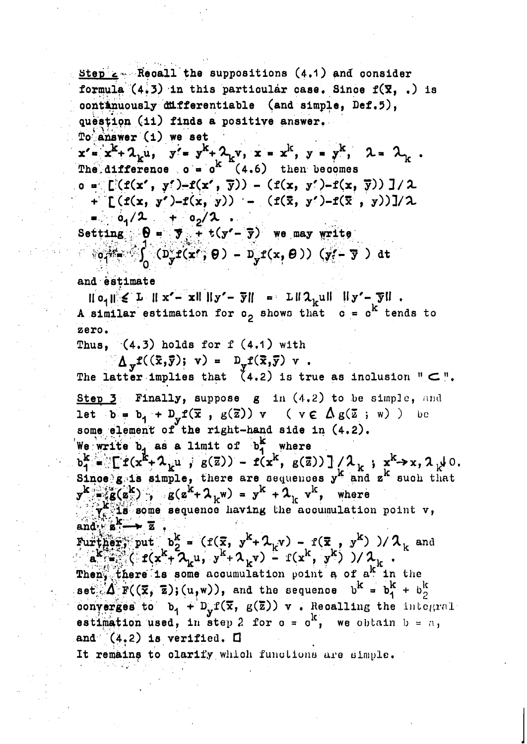**Step 2.** Recall the suppositions (4.1) and consider formula (4.3) in this particular case. Since $f(\bar{x}, .)$ is continuously differentiable (and simple, Def.5), question (ii) finds a positive answer.

To answer (i) we set

$$x' = x^k + \lambda_k u,\quad y' = y^k + \lambda_k v,\quad x = x^k,\ y = y^k,\quad \lambda = \lambda_k .$$

The difference $c = c^k$ (4.6) then becomes

$$\begin{aligned} c &= [(f(x', y') - f(x', \bar{y})) - (f(x, y') - f(x, \bar{y}))]/\lambda \\ &\quad + [(f(x, y') - f(x, y)) - (f(\bar{x}, y') - f(\bar{x}, y))]/\lambda \\ &= c_1/\lambda + c_2/\lambda . \end{aligned}$$

Setting $\theta = \bar{y} + t(y' - \bar{y})$ we may write

$$c_1 = \int_0^1 (D_y f(x', \theta) - D_y f(x, \theta))\,(y' - \bar{y})\,dt$$

and estimate

$$\| c_1 \| \le L\, \| x' - x \|\, \| y' - \bar{y} \| = L \| \lambda_k u \|\ \| y' - \bar{y} \| .$$

A similar estimation for $c_2$ shows that $c = c^k$ tends to zero.

Thus, (4.3) holds for $f$ (4.1) with

$$\Delta_y f((\bar{x}, \bar{y});\ v) = D_y f(\bar{x}, \bar{y})\, v .$$

The latter implies that (4.2) is true as inclusion "$\subset$".

**Step 3** Finally, suppose $g$ in (4.2) to be simple, and let $b = b_1 + D_y f(\bar{x}, g(\bar{z}))\, v$ ($v \in \Delta g(\bar{z}\,;\, w)$) be some element of the right-hand side in (4.2).

We write $b_1$ as a limit of $b_1^k$ where

$$b_1^k = [f(x^k + \lambda_k u\ ;\ g(\bar{z})) - f(x^k, g(\bar{z}))]/\lambda_k\ ;\ x^k \to x,\ \lambda_k \downarrow 0.$$

Since $g$ is simple, there are sequences $y^k$ and $z^k$ such that $y^k = g(z^k)$, $g(z^k + \lambda_k w) = y^k + \lambda_k v^k$, where $v^k$ is some sequence having the accumulation point $v$, and $z^k \to \bar{z}$.

Further, put $b_2^k = (f(\bar{x}, y^k + \lambda_k v) - f(\bar{x}, y^k))/\lambda_k$ and $a^k = (f(x^k + \lambda_k u, y^k + \lambda_k v) - f(x^k, y^k))/\lambda_k$.

Then, there is some accumulation point $a$ of $a^k$ in the set $\Delta F((\bar{x}, \bar{z}); (u, w))$, and the sequence $b^k = b_1^k + b_2^k$ converges to $b_1 + D_y f(\bar{x}, g(\bar{z}))\, v$. Recalling the integral estimation used, in step 2 for $c = c^k$, we obtain $b = a$, and (4.2) is verified. □

It remains to clarify which functions are simple.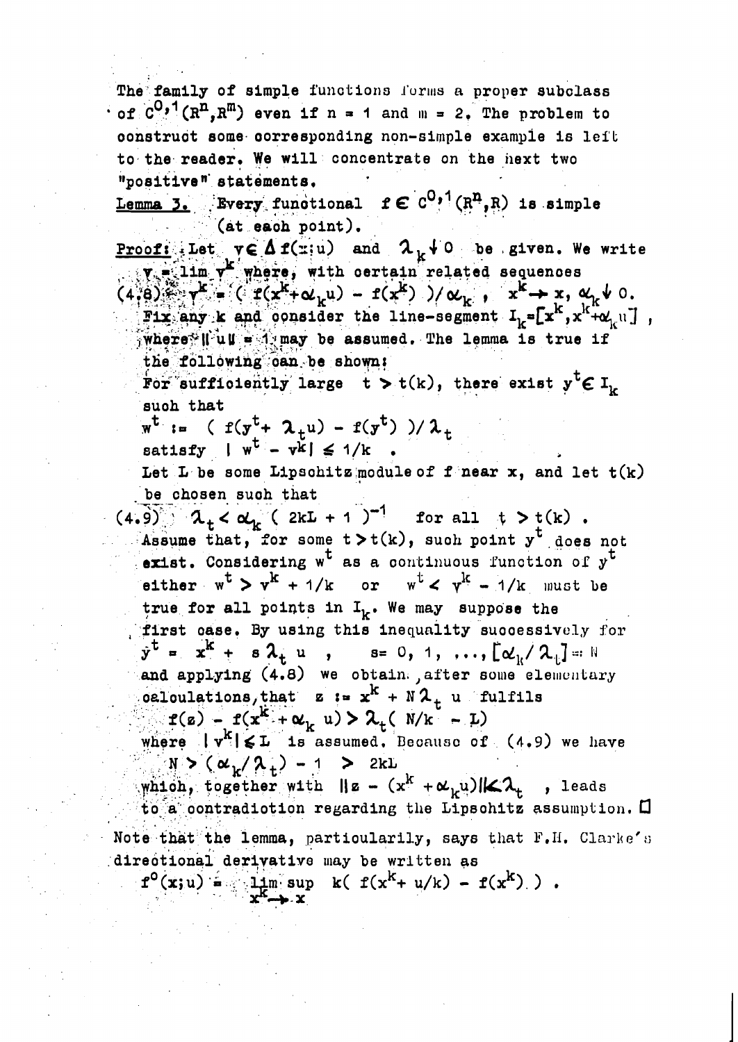The family of simple functions forms a proper subclass of $C^{0,1}(R^n,R^m)$ even if $n = 1$ and $m = 2$. The problem to construct some corresponding non-simple example is left to the reader. We will concentrate on the next two "positive" statements.

**Lemma 3.** Every functional $f \in C^{0,1}(R^n,R)$ is simple (at each point).

**Proof:** Let $v \in \Delta f(x;u)$ and $\lambda_k \downarrow 0$ be given. We write $v = \lim v^k$ where, with certain related sequences

$$(4.8) \quad v^k = ( f(x^k+\alpha_k u) - f(x^k) )/\alpha_k \, , \quad x^k \to x, \; \alpha_k \downarrow 0.$$

Fix any k and consider the line-segment $I_k = [x^k, x^k+\alpha_k u]$, where $\| u \| = 1$ may be assumed. The lemma is true if the following can be shown:

For sufficiently large $t > t(k)$, there exist $y^t \in I_k$ such that

$$w^t := ( f(y^t + \lambda_t u) - f(y^t) )/\lambda_t$$

satisfy $| w^t - v^k | \leq 1/k$.

Let L be some Lipschitz module of f near x, and let $t(k)$ be chosen such that

$$(4.9) \quad \lambda_t < \alpha_k ( 2kL + 1 )^{-1} \quad \text{for all} \quad t > t(k) .$$

Assume that, for some $t > t(k)$, such point $y^t$ does not exist. Considering $w^t$ as a continuous function of $y^t$ either $w^t > v^k + 1/k$ or $w^t < v^k - 1/k$ must be true for all points in $I_k$. We may suppose the first case. By using this inequality successively for $y^t = x^k + s\lambda_t u$, $s = 0, 1, \dots, [\alpha_k/\lambda_t] =: N$ and applying (4.8) we obtain, after some elementary calculations, that $z := x^k + N\lambda_t u$ fulfils

$$f(z) - f(x^k + \alpha_k u) > \lambda_t ( N/k - L)$$

where $|v^k| \leq L$ is assumed. Because of (4.9) we have

$$N > (\alpha_k/\lambda_t) - 1 > 2kL$$

which, together with $\| z - (x^k + \alpha_k u) \| < \lambda_t$, leads to a contradiction regarding the Lipschitz assumption. $\square$

Note that the lemma, particularily, says that F.H. Clarke's directional derivative may be written as

$$f^0(x;u) = \limsup_{x^k \to x} k( f(x^k + u/k) - f(x^k) ) .$$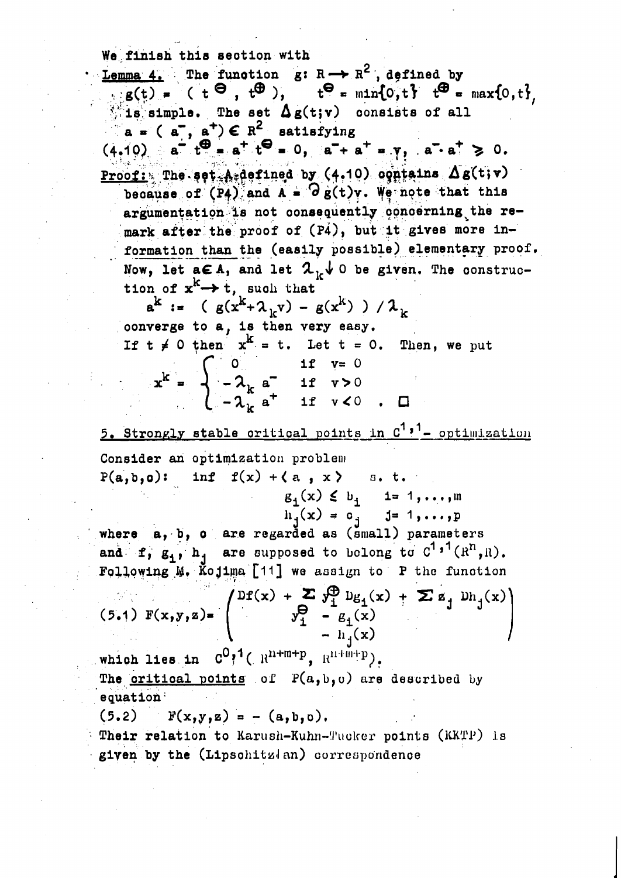We finish this section with

**Lemma 4.** The function $g: R \to R^2$, defined by

$g(t) = (t^{\ominus}, t^{\oplus})$, $\quad t^{\ominus} = \min\{0,t\}$ $\; t^{\oplus} = \max\{0,t\}$,

is simple. The set $\Delta g(t;v)$ consists of all $a = (a^-, a^+) \in R^2$ satisfying

$$(4.10) \quad a^- t^{\oplus} = a^+ t^{\ominus} = 0, \quad a^- + a^+ = v, \quad a^- \cdot a^+ \geq 0.$$

**Proof:** The set A defined by (4.10) contains $\Delta g(t;v)$ because of (P4) and $A = \partial g(t)v$. We note that this argumentation is not consequently concerning the remark after the proof of (P4), but it gives more information than the (easily possible) elementary proof. Now, let $a \in A$, and let $\lambda_k \downarrow 0$ be given. The construction of $x^k \to t$, such that

$$a^k := (g(x^k + \lambda_k v) - g(x^k)) / \lambda_k$$

converge to a, is then very easy.

If $t \neq 0$ then $x^k = t$. Let $t = 0$. Then, we put

$$x^k = \begin{cases} 0 & \text{if } v = 0 \\ -\lambda_k a^- & \text{if } v > 0 \\ -\lambda_k a^+ & \text{if } v < 0 \end{cases} . \quad \square$$

## 5. Strongly stable critical points in $C^{1,1}$- optimization

Consider an optimization problem

$$P(a,b,c): \quad \inf \; f(x) + \langle a, x \rangle \quad \text{s. t.}$$
$$g_i(x) \leq b_i \quad i = 1,\dots,m$$
$$h_j(x) = c_j \quad j = 1,\dots,p$$

where a, b, c are regarded as (small) parameters and $f$, $g_i$, $h_j$ are supposed to belong to $C^{1,1}(R^n, R)$. Following M. Kojima [11] we assign to P the function

$$(5.1) \quad F(x,y,z) = \begin{pmatrix} Df(x) + \sum y_i^{\oplus} Dg_i(x) + \sum z_j \, Dh_j(x) \\ y_i^{\ominus} - g_i(x) \\ - h_j(x) \end{pmatrix}$$

which lies in $C^{0,1}(R^{n+m+p}, R^{n+m+p})$.

The critical points of $P(a,b,c)$ are described by equation

$$(5.2) \quad F(x,y,z) = -(a,b,c).$$

Their relation to Karush-Kuhn-Tucker points (KKTP) is given by the (Lipschitzian) correspondence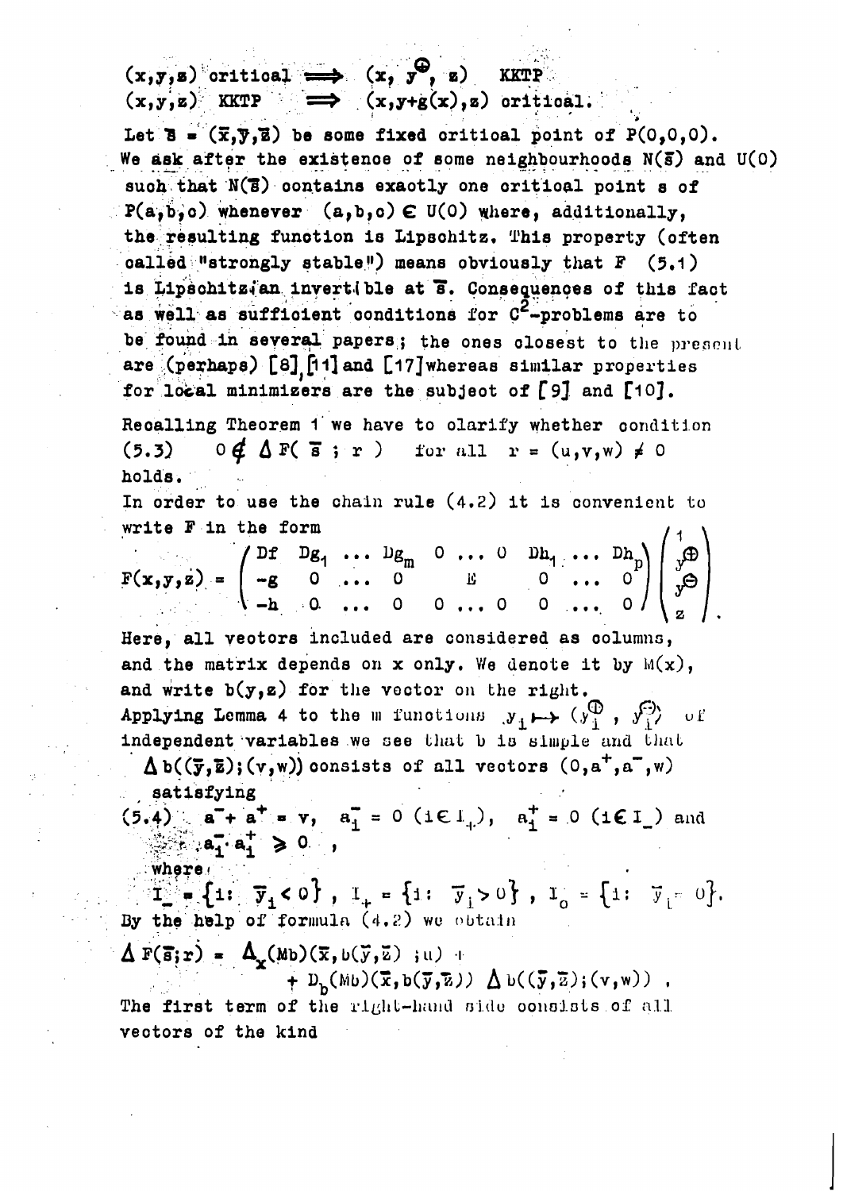$(x,y,z)$ critical $\Longrightarrow$ $(x, y^{\oplus}, z)$ KKTP
$(x,y,z)$ KKTP $\Longrightarrow$ $(x,y+g(x),z)$ critical.

Let $\bar{s} = (\bar{x},\bar{y},\bar{z})$ be some fixed critical point of $P(0,0,0)$. We ask after the existence of some neighbourhoods $N(\bar{s})$ and $U(0)$ such that $N(\bar{s})$ contains exactly one critical point $s$ of $P(a,b,c)$ whenever $(a,b,c) \in U(0)$ where, additionally, the resulting function is Lipschitz. This property (often called "strongly stable") means obviously that $F$ (5.1) is Lipschitzian invertible at $\bar{s}$. Consequences of this fact as well as sufficient conditions for $C^2$-problems are to be found in several papers; the ones closest to the present are (perhaps) [8], [11] and [17] whereas similar properties for local minimizers are the subject of [9] and [10].

Recalling Theorem 1 we have to clarify whether condition

(5.3) $\quad 0 \notin \Delta F(\bar{s}\,;\, r) \quad$ for all $r = (u,v,w) \neq 0$

holds.

In order to use the chain rule (4.2) it is convenient to write $F$ in the form

$$F(x,y,z) = \begin{pmatrix} Df & Dg_1 & \dots & Dg_m & 0 & \dots & 0 & Dh_1 & \dots & Dh_p \\ -g & 0 & \dots & 0 & & E & & 0 & \dots & 0 \\ -h & 0 & \dots & 0 & 0 & \dots & 0 & 0 & \dots & 0 \end{pmatrix} \begin{pmatrix} 1 \\ y^{\oplus} \\ y^{\ominus} \\ z \end{pmatrix}.$$

Here, all vectors included are considered as columns, and the matrix depends on $x$ only. We denote it by $M(x)$, and write $b(y,z)$ for the vector on the right.
Applying Lemma 4 to the $m$ functions $y_i \mapsto (y_i^{\oplus}, y_i^{\ominus})$ of independent variables we see that $b$ is simple and that $\Delta b((\bar{y},\bar{z});(v,w))$ consists of all vectors $(0,a^+,a^-,w)$ satisfying

(5.4) $\quad a^- + a^+ = v, \quad a_i^- = 0 \ (i \in I_+), \quad a_i^+ = 0 \ (i \in I_-)$ and $a_i^- \cdot a_i^+ \geq 0$ ,

where

$$I_- = \{i:\ \bar{y}_i < 0\},\ I_+ = \{i:\ \bar{y}_i > 0\},\ I_0 = \{i:\ \bar{y}_i = 0\}.$$

By the help of formula (4.2) we obtain

$$\Delta F(\bar{s};r) = \Delta_x(Mb)(\bar{x}, b(\bar{y},\bar{z})\ ;u) + D_b(Mb)(\bar{x}, b(\bar{y},\bar{z}))\ \Delta b((\bar{y},\bar{z});(v,w)) .$$

The first term of the right-hand side consists of all vectors of the kind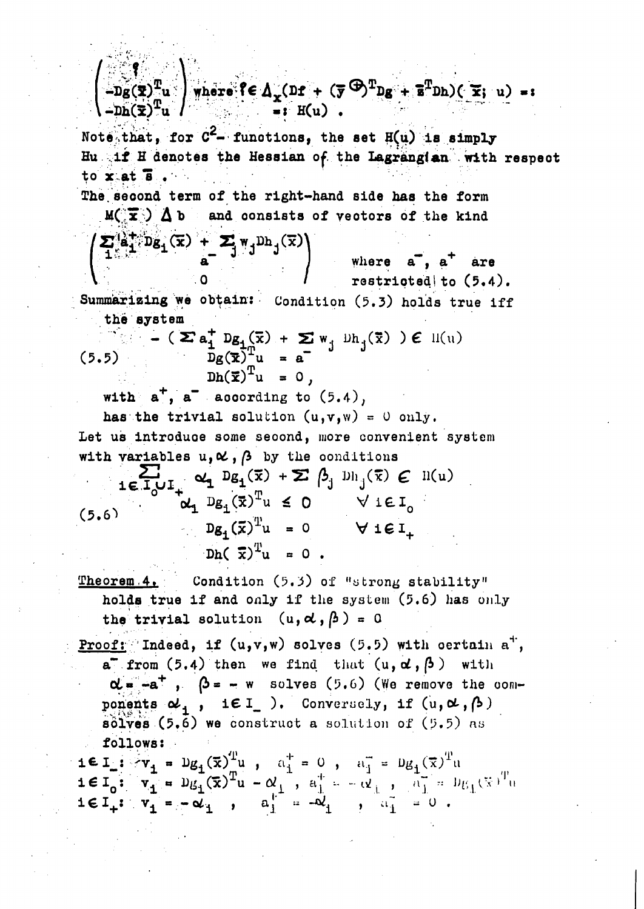$$\begin{pmatrix} \xi \\ -Dg(\bar{x})^T u \\ -Dh(\bar{x})^T u \end{pmatrix} \text{ where } \xi \in \Delta_x(Df + (\bar{y}^{\oplus})^T Dg + \bar{z}^T Dh)(\bar{x};\, u) =: H(u) .$$

Note that, for $C^2$- functions, the set $H(u)$ is simply $Hu$ if $H$ denotes the Hessian of the Lagrangian with respect to $x$ at $\bar{s}$ .

The second term of the right-hand side has the form $M(\bar{x})\, \Delta b$ and consists of vectors of the kind

$$\begin{pmatrix} \sum_i a_i^+ Dg_i(\bar{x}) + \sum_j w_j Dh_j(\bar{x}) \\ a^- \\ 0 \end{pmatrix} \quad \text{where } a^-, a^+ \text{ are restricted to (5.4).}$$

Summarizing we obtain: Condition (5.3) holds true iff the system

$$(5.5) \qquad \begin{aligned} -\left(\sum a_i^+ Dg_i(\bar{x}) + \sum w_j Dh_j(\bar{x})\right) &\in H(u) \\ Dg(\bar{x})^T u &= a^- \\ Dh(\bar{x})^T u &= 0 , \end{aligned}$$

with $a^+$, $a^-$ according to (5.4),

has the trivial solution $(u,v,w) = 0$ only.

Let us introduce some second, more convenient system with variables $u, \alpha, \beta$ by the conditions

$$(5.6) \qquad \begin{aligned} \sum_{i \in I_0 \cup I_+} \alpha_i Dg_i(\bar{x}) + \sum \beta_j Dh_j(\bar{x}) &\in H(u) \\ \alpha_i Dg_i(\bar{x})^T u &\le 0 \qquad \forall i \in I_0 \\ Dg_i(\bar{x})^T u &= 0 \qquad \forall i \in I_+ \\ Dh(\bar{x})^T u &= 0 . \end{aligned}$$

Theorem 4. Condition (5.3) of "strong stability" holds true if and only if the system (5.6) has only the trivial solution $(u, \alpha, \beta) = 0$

Proof: Indeed, if $(u,v,w)$ solves (5.5) with certain $a^+$, $a^-$ from (5.4) then we find that $(u, \alpha, \beta)$ with $\alpha = -a^+$ , $\beta = -w$ solves (5.6) (We remove the components $\alpha_i$ , $i \in I_-$ ). Conversely, if $(u, \alpha, \beta)$ solves (5.6) we construct a solution of (5.5) as follows:

$i \in I_-$: $v_i = Dg_i(\bar{x})^T u$ , $a_i^+ = 0$ , $a_i^- = Dg_i(\bar{x})^T u$

$i \in I_0$: $v_i = Dg_i(\bar{x})^T u - \alpha_i$ , $a_i^+ = -\alpha_i$ , $a_i^- = Dg_i(\bar{x})^T u$

$i \in I_+$: $v_i = -\alpha_i$ , $a_i^+ = -\alpha_i$ , $a_i^- = 0$ .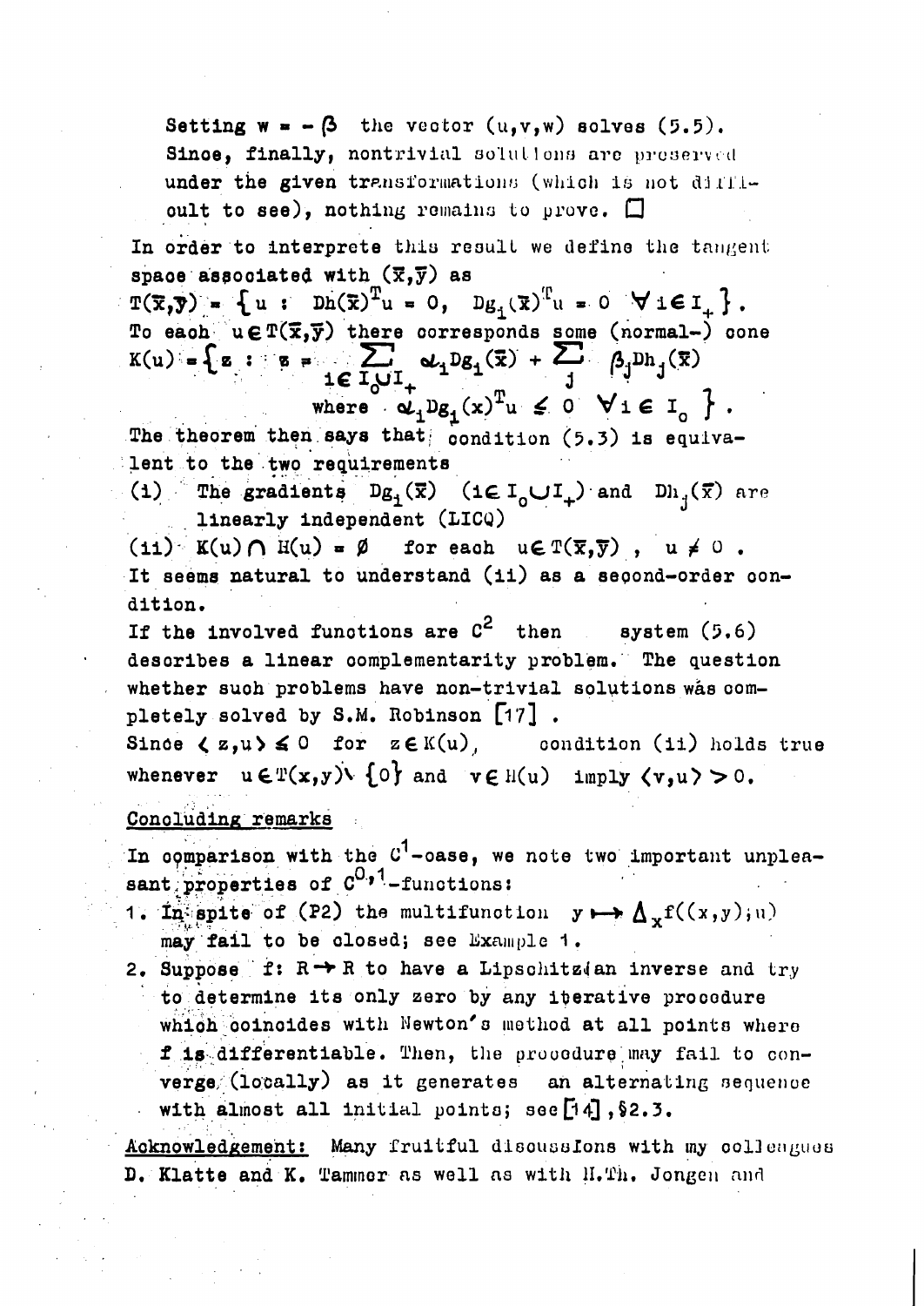Setting $w = -\beta$ the vector $(u,v,w)$ solves (5.5). Since, finally, nontrivial solutions are preserved under the given transformations (which is not difficult to see), nothing remains to prove. $\square$

In order to interprete this result we define the tangent space associated with $(\bar{x},\bar{y})$ as

$$T(\bar{x},\bar{y}) = \{ u : Dh(\bar{x})^T u = 0, \ Dg_i(\bar{x})^T u = 0 \ \ \forall i \in I_+ \}.$$

To each $u \in T(\bar{x},\bar{y})$ there corresponds some (normal-) cone

$$K(u) = \Big\{ z : z = \sum_{i \in I_0 \cup I_+} \alpha_i Dg_i(\bar{x}) + \sum_j \beta_j Dh_j(\bar{x}) \ \text{ where } \ \alpha_i Dg_i(x)^T u \leq 0 \ \ \forall i \in I_0 \Big\}.$$

The theorem then says that condition (5.3) is equivalent to the two requirements

(i) The gradients $Dg_i(\bar{x})$ $(i \in I_0 \cup I_+)$ and $Dh_j(\bar{x})$ are linearly independent (LICQ)

(ii) $K(u) \cap H(u) = \emptyset$ for each $u \in T(\bar{x},\bar{y})$, $u \neq 0$.

It seems natural to understand (ii) as a second-order condition.

If the involved functions are $C^2$ then system (5.6) describes a linear complementarity problem. The question whether such problems have non-trivial solutions was completely solved by S.M. Robinson [17].

Since $\langle z,u \rangle \leq 0$ for $z \in K(u)$, condition (ii) holds true whenever $u \in T(x,y) \setminus \{0\}$ and $v \in H(u)$ imply $\langle v,u \rangle > 0$.

## Concluding remarks

In comparison with the $C^1$-case, we note two important unpleasant properties of $C^{0,1}$-functions:

1. In spite of (P2) the multifunction $y \mapsto \Delta_x f((x,y);u)$ may fail to be closed; see Example 1.
2. Suppose $f: R \to R$ to have a Lipschitzian inverse and try to determine its only zero by any iterative procedure which coincides with Newton's method at all points where $f$ is differentiable. Then, the procedure may fail to converge (locally) as it generates an alternating sequence with almost all initial points; see [14], §2.3.

Acknowledgement: Many fruitful discussions with my colleagues D. Klatte and K. Tammer as well as with H.Th. Jongen and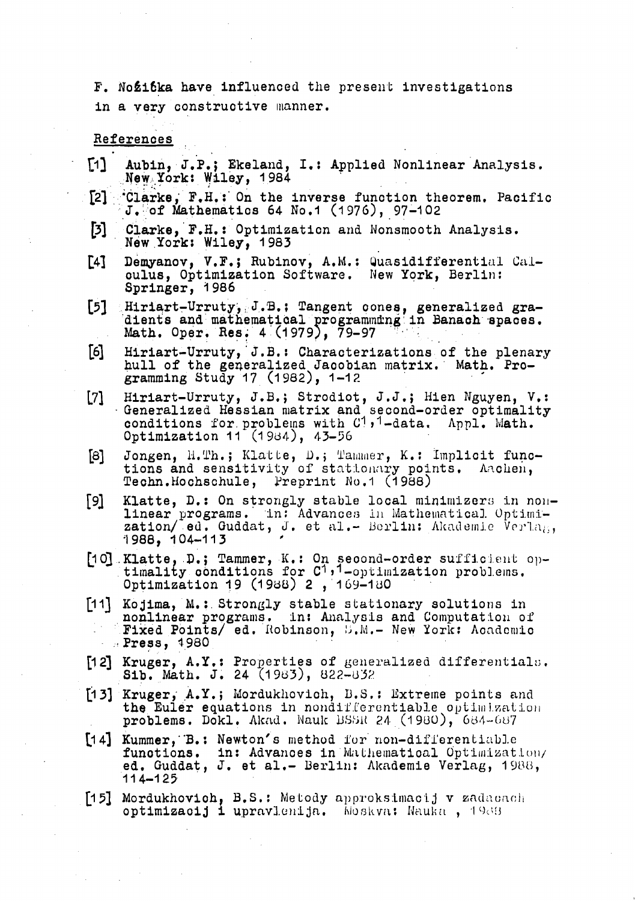F. Nožička have influenced the present investigations in a very constructive manner.

## References

[1] Aubin, J.P.; Ekeland, I.: Applied Nonlinear Analysis. New York: Wiley, 1984

[2] Clarke, F.H.: On the inverse function theorem. Pacific J. of Mathematics 64 No.1 (1976), 97–102

[3] Clarke, F.H.: Optimization and Nonsmooth Analysis. New York: Wiley, 1983

[4] Demyanov, V.F.; Rubinov, A.M.: Quasidifferential Calculus, Optimization Software. New York, Berlin: Springer, 1986

[5] Hiriart-Urruty, J.B.: Tangent cones, generalized gradients and mathematical programming in Banach spaces. Math. Oper. Res. 4 (1979), 79–97

[6] Hiriart-Urruty, J.B.: Characterizations of the plenary hull of the generalized Jacobian matrix. Math. Programming Study 17 (1982), 1–12

[7] Hiriart-Urruty, J.B.; Strodiot, J.J.; Hien Nguyen, V.: Generalized Hessian matrix and second-order optimality conditions for problems with $C^{1,1}$-data. Appl. Math. Optimization 11 (1984), 43–56

[8] Jongen, H.Th.; Klatte, D.; Tammer, K.: Implicit functions and sensitivity of stationary points. Aachen, Techn.Hochschule, Preprint No.1 (1988)

[9] Klatte, D.: On strongly stable local minimizers in nonlinear programs. In: Advances in Mathematical Optimization/ ed. Guddat, J. et al.- Berlin: Akademie Verlag, 1988, 104–113

[10] Klatte, D.; Tammer, K.: On second-order sufficient optimality conditions for $C^{1,1}$-optimization problems. Optimization 19 (1988) 2 , 169–180

[11] Kojima, M.: Strongly stable stationary solutions in nonlinear programs. In: Analysis and Computation of Fixed Points/ ed. Robinson, S.M.- New York: Academic Press, 1980

[12] Kruger, A.Y.: Properties of generalized differentials. Sib. Math. J. 24 (1983), 822–832

[13] Kruger, A.Y.; Mordukhovich, B.S.: Extreme points and the Euler equations in nondifferentiable optimization problems. Dokl. Akad. Nauk BSSR 24 (1980), 684–687

[14] Kummer, B.: Newton's method for non-differentiable functions. In: Advances in Mathematical Optimization/ ed. Guddat, J. et al.- Berlin: Akademie Verlag, 1988, 114–125

[15] Mordukhovich, B.S.: Metody approksimacij v zadacach optimizacij i upravlenija. Moskva: Nauka , 1988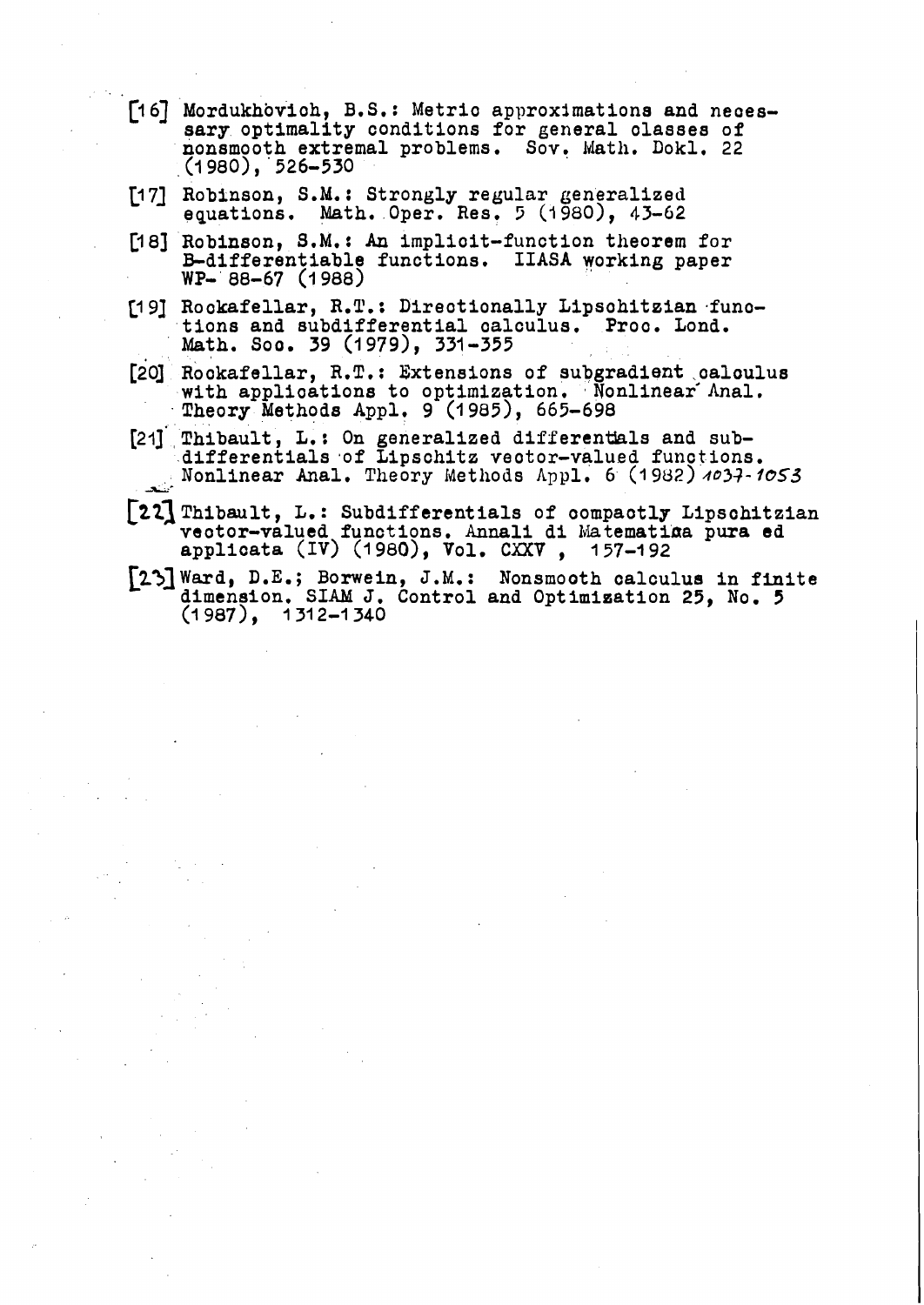[16] Mordukhovich, B.S.: Metric approximations and necessary optimality conditions for general classes of nonsmooth extremal problems. Sov. Math. Dokl. 22 (1980), 526-530

[17] Robinson, S.M.: Strongly regular generalized equations. Math. Oper. Res. 5 (1980), 43-62

[18] Robinson, S.M.: An implicit-function theorem for B-differentiable functions. IIASA working paper WP- 88-67 (1988)

[19] Rockafellar, R.T.: Directionally Lipschitzian functions and subdifferential calculus. Proc. Lond. Math. Soc. 39 (1979), 331-355

[20] Rockafellar, R.T.: Extensions of subgradient calculus with applications to optimization. Nonlinear Anal. Theory Methods Appl. 9 (1985), 665-698

[21] Thibault, L.: On generalized differentials and subdifferentials of Lipschitz vector-valued functions. Nonlinear Anal. Theory Methods Appl. 6 (1982) 1037-1053

[22] Thibault, L.: Subdifferentials of compactly Lipschitzian vector-valued functions. Annali di Matematica pura ed applicata (IV) (1980), Vol. CXXV , 157-192

[23] Ward, D.E.; Borwein, J.M.: Nonsmooth calculus in finite dimension. SIAM J. Control and Optimization 25, No. 5 (1987), 1312-1340